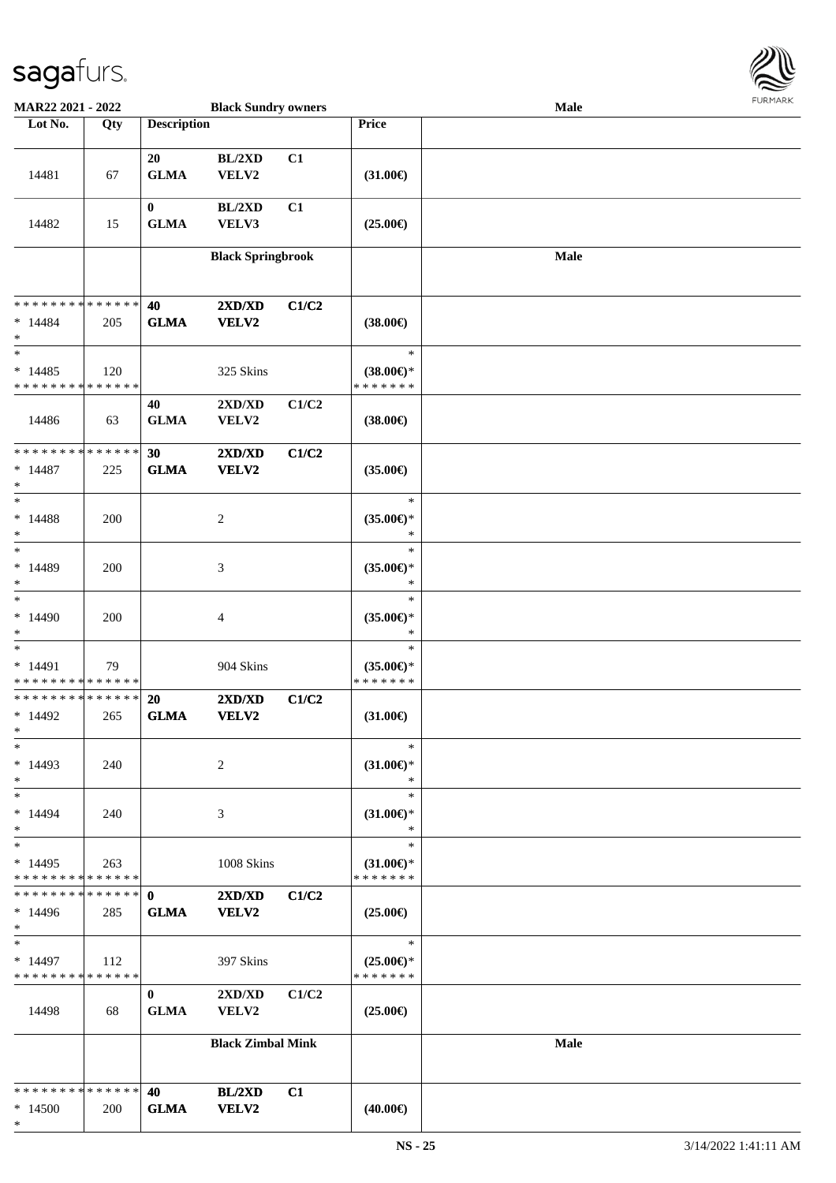MAR22 2021 - 2022 — Black Sundry owners — Male

| Lot No. | Qty | Description | | | Price | |
|---|---|---|---|---|---|---|
| 14481 | 67 | 20 GLMA | BL/2XD VELV2 | C1 | (31.00€) | |
| 14482 | 15 | 0 GLMA | BL/2XD VELV3 | C1 | (25.00€) | |
| | | | **Black Springbrook** | | | **Male** |
| * * * * * * * * * * * * * * * 14484 * | 205 | **40 GLMA** | **2XD/XD VELV2** | **C1/C2** | **(38.00€)** | |
| * * 14485 * * * * * * * * * * * * * * | 120 | | 325 Skins | | * (38.00€)* * * * * * * * | |
| 14486 | 63 | 40 GLMA | 2XD/XD VELV2 | C1/C2 | (38.00€) | |
| * * * * * * * * * * * * * * * 14487 * | 225 | **30 GLMA** | **2XD/XD VELV2** | **C1/C2** | **(35.00€)** | |
| * * 14488 * | 200 | | 2 | | * (35.00€)* * | |
| * * 14489 * | 200 | | 3 | | * (35.00€)* * | |
| * * 14490 * | 200 | | 4 | | * (35.00€)* * | |
| * * 14491 * * * * * * * * * * * * * * | 79 | | 904 Skins | | * (35.00€)* * * * * * * * | |
| * * * * * * * * * * * * * * * 14492 * | 265 | **20 GLMA** | **2XD/XD VELV2** | **C1/C2** | **(31.00€)** | |
| * * 14493 * | 240 | | 2 | | * (31.00€)* * | |
| * * 14494 * | 240 | | 3 | | * (31.00€)* * | |
| * * 14495 * * * * * * * * * * * * * * | 263 | | 1008 Skins | | * (31.00€)* * * * * * * * | |
| * * * * * * * * * * * * * * * 14496 * | 285 | **0 GLMA** | **2XD/XD VELV2** | **C1/C2** | **(25.00€)** | |
| * * 14497 * * * * * * * * * * * * * * | 112 | | 397 Skins | | * (25.00€)* * * * * * * * | |
| 14498 | 68 | 0 GLMA | 2XD/XD VELV2 | C1/C2 | (25.00€) | |
| | | | **Black Zimbal Mink** | | | **Male** |
| * * * * * * * * * * * * * * * 14500 * | 200 | **40 GLMA** | **BL/2XD VELV2** | **C1** | **(40.00€)** | |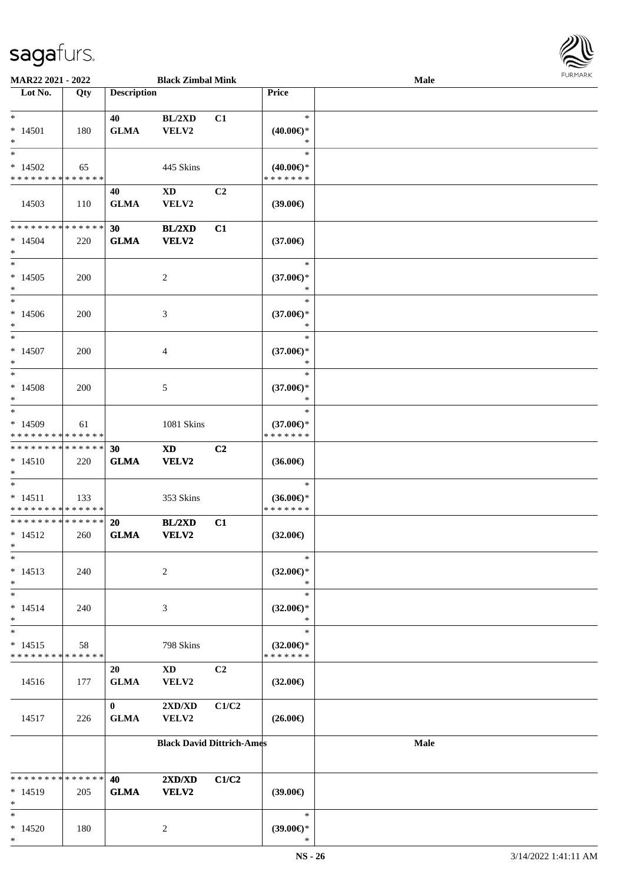**MAR22 2021 - 2022** — **Black Zimbal Mink** — **Male**

| Lot No. | Qty | Description | | | Price | |
|---|---|---|---|---|---|---|
| * | | 40 | BL/2XD | C1 | * | |
| * 14501 | 180 | GLMA | VELV2 | | (40.00€)* | |
| * | | | | | * | |
| * | | | | | * | |
| * 14502 | 65 | | 445 Skins | | (40.00€)* | |
| * * * * * * * * * * * * * * | | | | | * * * * * * * | |
| | | 40 | XD | C2 | | |
| 14503 | 110 | GLMA | VELV2 | | (39.00€) | |
| * * * * * * * * * * * * * * | | 30 | BL/2XD | C1 | | |
| * 14504 | 220 | GLMA | VELV2 | | (37.00€) | |
| * | | | | | | |
| * | | | | | * | |
| * 14505 | 200 | | 2 | | (37.00€)* | |
| * | | | | | * | |
| * | | | | | * | |
| * 14506 | 200 | | 3 | | (37.00€)* | |
| * | | | | | * | |
| * | | | | | * | |
| * 14507 | 200 | | 4 | | (37.00€)* | |
| * | | | | | * | |
| * | | | | | * | |
| * 14508 | 200 | | 5 | | (37.00€)* | |
| * | | | | | * | |
| * | | | | | * | |
| * 14509 | 61 | | 1081 Skins | | (37.00€)* | |
| * * * * * * * * * * * * * * | | | | | * * * * * * * | |
| * * * * * * * * * * * * * * | | 30 | XD | C2 | | |
| * 14510 | 220 | GLMA | VELV2 | | (36.00€) | |
| * | | | | | | |
| * | | | | | * | |
| * 14511 | 133 | | 353 Skins | | (36.00€)* | |
| * * * * * * * * * * * * * * | | | | | * * * * * * * | |
| * * * * * * * * * * * * * * | | 20 | BL/2XD | C1 | | |
| * 14512 | 260 | GLMA | VELV2 | | (32.00€) | |
| * | | | | | | |
| * | | | | | * | |
| * 14513 | 240 | | 2 | | (32.00€)* | |
| * | | | | | * | |
| * | | | | | * | |
| * 14514 | 240 | | 3 | | (32.00€)* | |
| * | | | | | * | |
| * | | | | | * | |
| * 14515 | 58 | | 798 Skins | | (32.00€)* | |
| * * * * * * * * * * * * * * | | | | | * * * * * * * | |
| | | 20 | XD | C2 | | |
| 14516 | 177 | GLMA | VELV2 | | (32.00€) | |
| | | 0 | 2XD/XD | C1/C2 | | |
| 14517 | 226 | GLMA | VELV2 | | (26.00€) | |
| | | **Black David Dittrich-Ames** | | | | **Male** |
| * * * * * * * * * * * * * * | | 40 | 2XD/XD | C1/C2 | | |
| * 14519 | 205 | GLMA | VELV2 | | (39.00€) | |
| * | | | | | | |
| * | | | | | * | |
| * 14520 | 180 | | 2 | | (39.00€)* | |
| * | | | | | * | |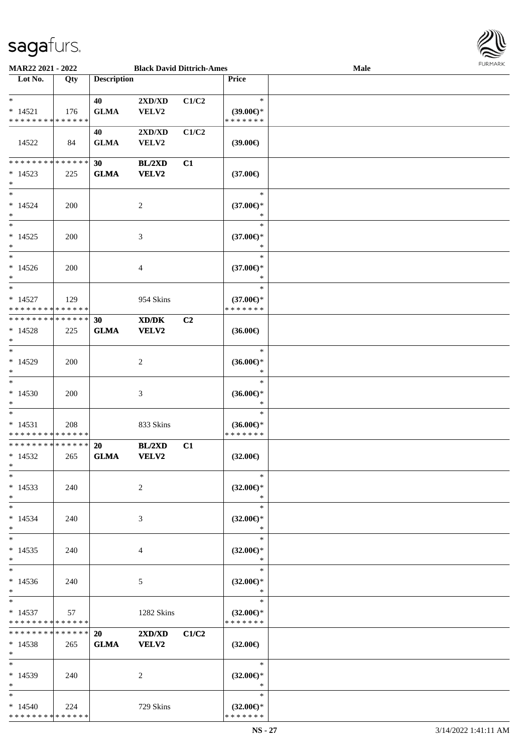**MAR22 2021 - 2022** | **Black David Dittrich-Ames** | **Male**

| Lot No. | Qty | Description | | | Price | |
|---|---|---|---|---|---|---|
| * | | 40 | 2XD/XD | C1/C2 | * | |
| * 14521 | 176 | GLMA | VELV2 | | (39.00€)* | |
| * * * * * * * * * * * * * * | | | | | * * * * * * * | |
| | | 40 | 2XD/XD | C1/C2 | | |
| 14522 | 84 | GLMA | VELV2 | | (39.00€) | |
| * * * * * * * * * * * * * * | | 30 | BL/2XD | C1 | | |
| * 14523 | 225 | GLMA | VELV2 | | (37.00€) | |
| * | | | | | | |
| * | | | | | * | |
| * 14524 | 200 | | 2 | | (37.00€)* | |
| * | | | | | * | |
| * | | | | | * | |
| * 14525 | 200 | | 3 | | (37.00€)* | |
| * | | | | | * | |
| * | | | | | * | |
| * 14526 | 200 | | 4 | | (37.00€)* | |
| * | | | | | * | |
| * | | | | | * | |
| * 14527 | 129 | | 954 Skins | | (37.00€)* | |
| * * * * * * * * * * * * * * | | | | | * * * * * * * | |
| * * * * * * * * * * * * * * | | 30 | XD/DK | C2 | | |
| * 14528 | 225 | GLMA | VELV2 | | (36.00€) | |
| * | | | | | | |
| * | | | | | * | |
| * 14529 | 200 | | 2 | | (36.00€)* | |
| * | | | | | * | |
| * | | | | | * | |
| * 14530 | 200 | | 3 | | (36.00€)* | |
| * | | | | | * | |
| * | | | | | * | |
| * 14531 | 208 | | 833 Skins | | (36.00€)* | |
| * * * * * * * * * * * * * * | | | | | * * * * * * * | |
| * * * * * * * * * * * * * * | | 20 | BL/2XD | C1 | | |
| * 14532 | 265 | GLMA | VELV2 | | (32.00€) | |
| * | | | | | | |
| * | | | | | * | |
| * 14533 | 240 | | 2 | | (32.00€)* | |
| * | | | | | * | |
| * | | | | | * | |
| * 14534 | 240 | | 3 | | (32.00€)* | |
| * | | | | | * | |
| * | | | | | * | |
| * 14535 | 240 | | 4 | | (32.00€)* | |
| * | | | | | * | |
| * | | | | | * | |
| * 14536 | 240 | | 5 | | (32.00€)* | |
| * | | | | | * | |
| * | | | | | * | |
| * 14537 | 57 | | 1282 Skins | | (32.00€)* | |
| * * * * * * * * * * * * * * | | | | | * * * * * * * | |
| * * * * * * * * * * * * * * | | 20 | 2XD/XD | C1/C2 | | |
| * 14538 | 265 | GLMA | VELV2 | | (32.00€) | |
| * | | | | | | |
| * | | | | | * | |
| * 14539 | 240 | | 2 | | (32.00€)* | |
| * | | | | | * | |
| * | | | | | * | |
| * 14540 | 224 | | 729 Skins | | (32.00€)* | |
| * * * * * * * * * * * * * * | | | | | * * * * * * * | |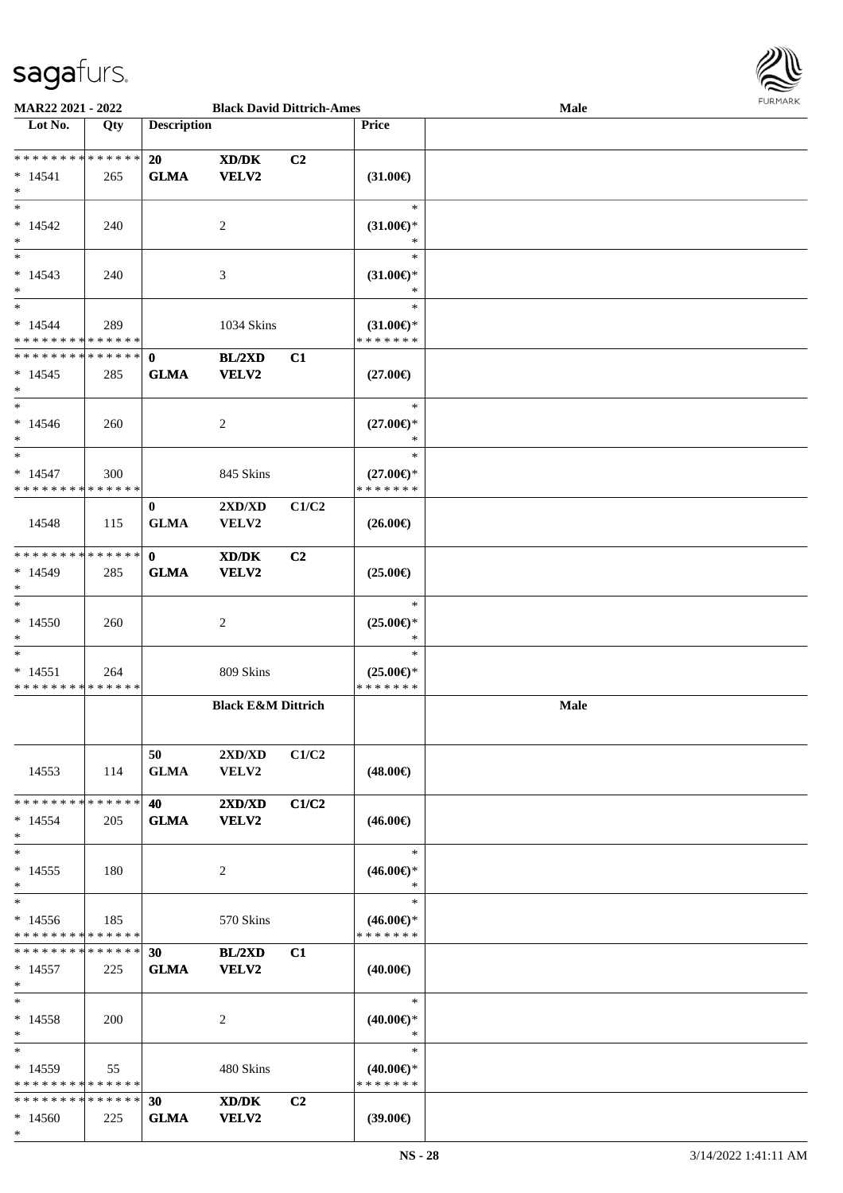**MAR22 2021 - 2022** **Black David Dittrich-Ames** **Male**

| Lot No. | Qty | Description | | | Price | |
|---|---|---|---|---|---|---|
| * * * * * * * * * * * * * * | | **20** | **XD/DK** | **C2** | | |
| * 14541 | 265 | **GLMA** | **VELV2** | | **(31.00€)** | |
| * | | | | | | |
| * | | | | | * | |
| * 14542 | 240 | | 2 | | **(31.00€)*** | |
| * | | | | | * | |
| * | | | | | * | |
| * 14543 | 240 | | 3 | | **(31.00€)*** | |
| * | | | | | * | |
| * | | | | | * | |
| * 14544 | 289 | | 1034 Skins | | **(31.00€)*** | |
| * * * * * * * * * * * * * * | | | | | * * * * * * * | |
| * * * * * * * * * * * * * * | | **0** | **BL/2XD** | **C1** | | |
| * 14545 | 285 | **GLMA** | **VELV2** | | **(27.00€)** | |
| * | | | | | | |
| * | | | | | * | |
| * 14546 | 260 | | 2 | | **(27.00€)*** | |
| * | | | | | * | |
| * | | | | | * | |
| * 14547 | 300 | | 845 Skins | | **(27.00€)*** | |
| * * * * * * * * * * * * * * | | | | | * * * * * * * | |
| | | **0** | **2XD/XD** | **C1/C2** | | |
| 14548 | 115 | **GLMA** | **VELV2** | | **(26.00€)** | |
| * * * * * * * * * * * * * * | | **0** | **XD/DK** | **C2** | | |
| * 14549 | 285 | **GLMA** | **VELV2** | | **(25.00€)** | |
| * | | | | | | |
| * | | | | | * | |
| * 14550 | 260 | | 2 | | **(25.00€)*** | |
| * | | | | | * | |
| * | | | | | * | |
| * 14551 | 264 | | 809 Skins | | **(25.00€)*** | |
| * * * * * * * * * * * * * * | | | | | * * * * * * * | |
| | | | **Black E&M Dittrich** | | | **Male** |
| | | **50** | **2XD/XD** | **C1/C2** | | |
| 14553 | 114 | **GLMA** | **VELV2** | | **(48.00€)** | |
| * * * * * * * * * * * * * * | | **40** | **2XD/XD** | **C1/C2** | | |
| * 14554 | 205 | **GLMA** | **VELV2** | | **(46.00€)** | |
| * | | | | | | |
| * | | | | | * | |
| * 14555 | 180 | | 2 | | **(46.00€)*** | |
| * | | | | | * | |
| * | | | | | * | |
| * 14556 | 185 | | 570 Skins | | **(46.00€)*** | |
| * * * * * * * * * * * * * * | | | | | * * * * * * * | |
| * * * * * * * * * * * * * * | | **30** | **BL/2XD** | **C1** | | |
| * 14557 | 225 | **GLMA** | **VELV2** | | **(40.00€)** | |
| * | | | | | | |
| * | | | | | * | |
| * 14558 | 200 | | 2 | | **(40.00€)*** | |
| * | | | | | * | |
| * | | | | | * | |
| * 14559 | 55 | | 480 Skins | | **(40.00€)*** | |
| * * * * * * * * * * * * * * | | | | | * * * * * * * | |
| * * * * * * * * * * * * * * | | **30** | **XD/DK** | **C2** | | |
| * 14560 | 225 | **GLMA** | **VELV2** | | **(39.00€)** | |
| * | | | | | | |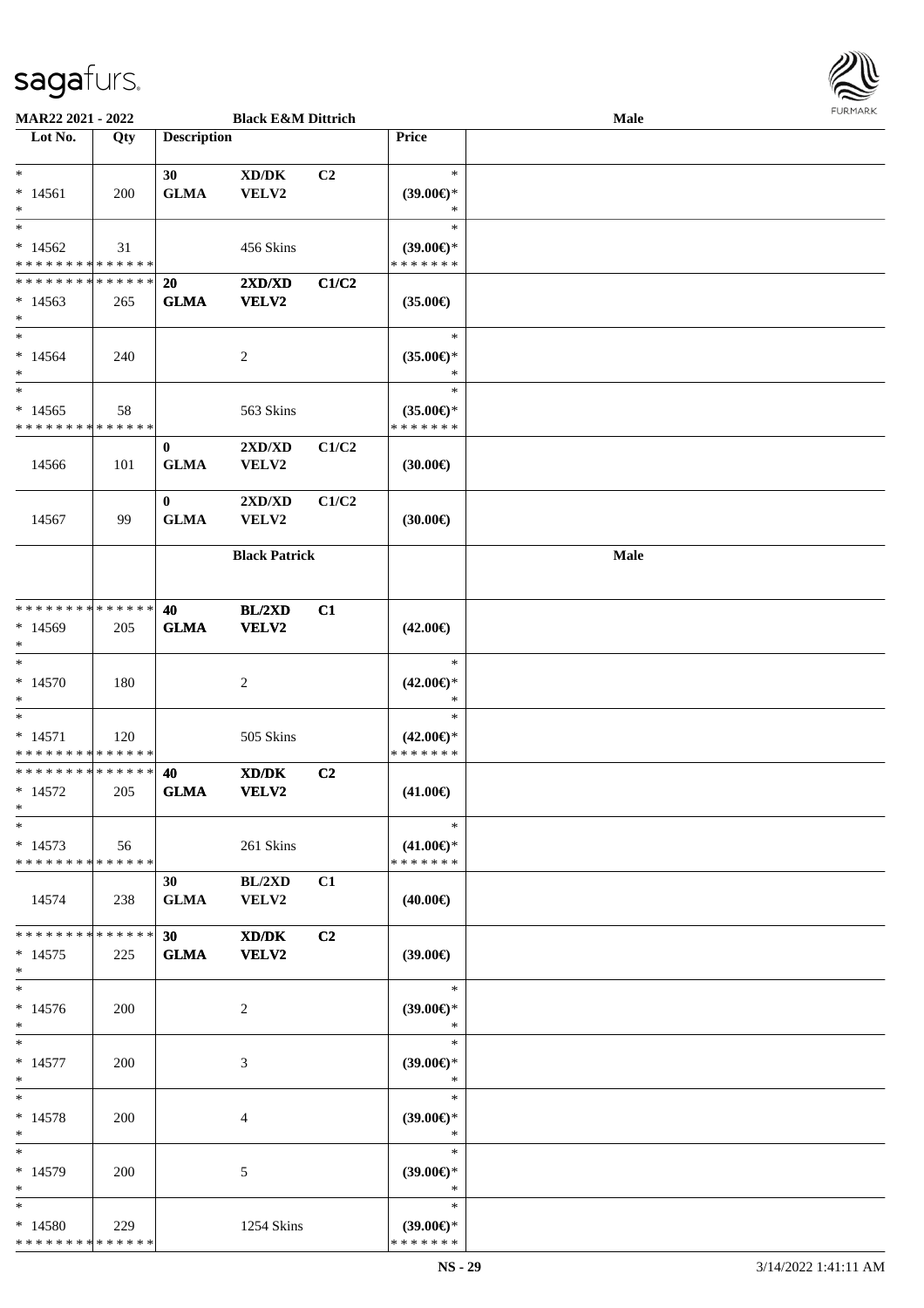| Lot No. | Qty | Description | | | Price | Male |
|---|---|---|---|---|---|---|
| *<br>* 14561<br>* | 200 | 30<br>GLMA | XD/DK<br>VELV2 | C2 | *<br>(39.00€)*<br>* | |
| *<br>* 14562<br>* * * * * * * * * * * * * * | 31 | | 456 Skins | | *<br>(39.00€)*<br>* * * * * * * | |
| * * * * * * * * * * * * * *<br>* 14563<br>* | 265 | 20<br>GLMA | 2XD/XD<br>VELV2 | C1/C2 | (35.00€) | |
| *<br>* 14564<br>* | 240 | | 2 | | *<br>(35.00€)*<br>* | |
| *<br>* 14565<br>* * * * * * * * * * * * * * | 58 | | 563 Skins | | *<br>(35.00€)*<br>* * * * * * * | |
| 14566 | 101 | 0<br>GLMA | 2XD/XD<br>VELV2 | C1/C2 | (30.00€) | |
| 14567 | 99 | 0<br>GLMA | 2XD/XD<br>VELV2 | C1/C2 | (30.00€) | |
| | | | Black Patrick | | | Male |
| * * * * * * * * * * * * * *<br>* 14569<br>* | 205 | 40<br>GLMA | BL/2XD<br>VELV2 | C1 | (42.00€) | |
| *<br>* 14570<br>* | 180 | | 2 | | *<br>(42.00€)*<br>* | |
| *<br>* 14571<br>* * * * * * * * * * * * * * | 120 | | 505 Skins | | *<br>(42.00€)*<br>* * * * * * * | |
| * * * * * * * * * * * * * *<br>* 14572<br>* | 205 | 40<br>GLMA | XD/DK<br>VELV2 | C2 | (41.00€) | |
| *<br>* 14573<br>* * * * * * * * * * * * * * | 56 | | 261 Skins | | *<br>(41.00€)*<br>* * * * * * * | |
| 14574 | 238 | 30<br>GLMA | BL/2XD<br>VELV2 | C1 | (40.00€) | |
| * * * * * * * * * * * * * *<br>* 14575<br>* | 225 | 30<br>GLMA | XD/DK<br>VELV2 | C2 | (39.00€) | |
| *<br>* 14576<br>* | 200 | | 2 | | *<br>(39.00€)*<br>* | |
| *<br>* 14577<br>* | 200 | | 3 | | *<br>(39.00€)*<br>* | |
| *<br>* 14578<br>* | 200 | | 4 | | *<br>(39.00€)*<br>* | |
| *<br>* 14579<br>* | 200 | | 5 | | *<br>(39.00€)*<br>* | |
| *<br>* 14580<br>* * * * * * * * * * * * * * | 229 | | 1254 Skins | | *<br>(39.00€)*<br>* * * * * * * | |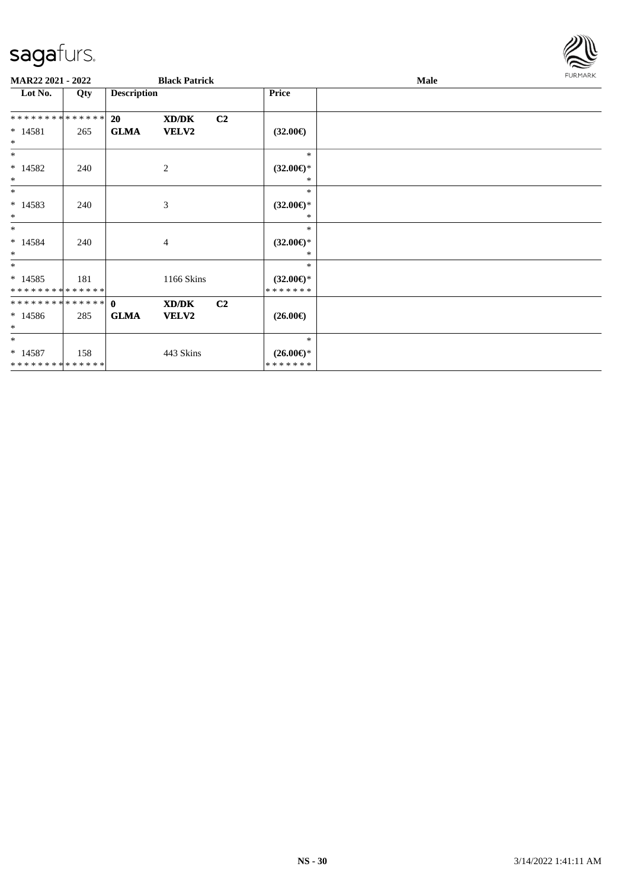**MAR22 2021 - 2022** **Black Patrick** **Male**

| Lot No. | Qty | Description | | | Price | |
|---|---|---|---|---|---|---|
| * * * * * * * * * * * * * * | | **20** | **XD/DK** | **C2** | | |
| * 14581 | 265 | **GLMA** | **VELV2** | | **(32.00€)** | |
| * | | | | | | |
| * | | | | | * | |
| * 14582 | 240 | | 2 | | **(32.00€)*** | |
| * | | | | | * | |
| * | | | | | * | |
| * 14583 | 240 | | 3 | | **(32.00€)*** | |
| * | | | | | * | |
| * | | | | | * | |
| * 14584 | 240 | | 4 | | **(32.00€)*** | |
| * | | | | | * | |
| * | | | | | * | |
| * 14585 | 181 | | 1166 Skins | | **(32.00€)*** | |
| * * * * * * * * * * * * * * | | | | | * * * * * * * | |
| * * * * * * * * * * * * * * | | **0** | **XD/DK** | **C2** | | |
| * 14586 | 285 | **GLMA** | **VELV2** | | **(26.00€)** | |
| * | | | | | | |
| * | | | | | * | |
| * 14587 | 158 | | 443 Skins | | **(26.00€)*** | |
| * * * * * * * * * * * * * * | | | | | * * * * * * * | |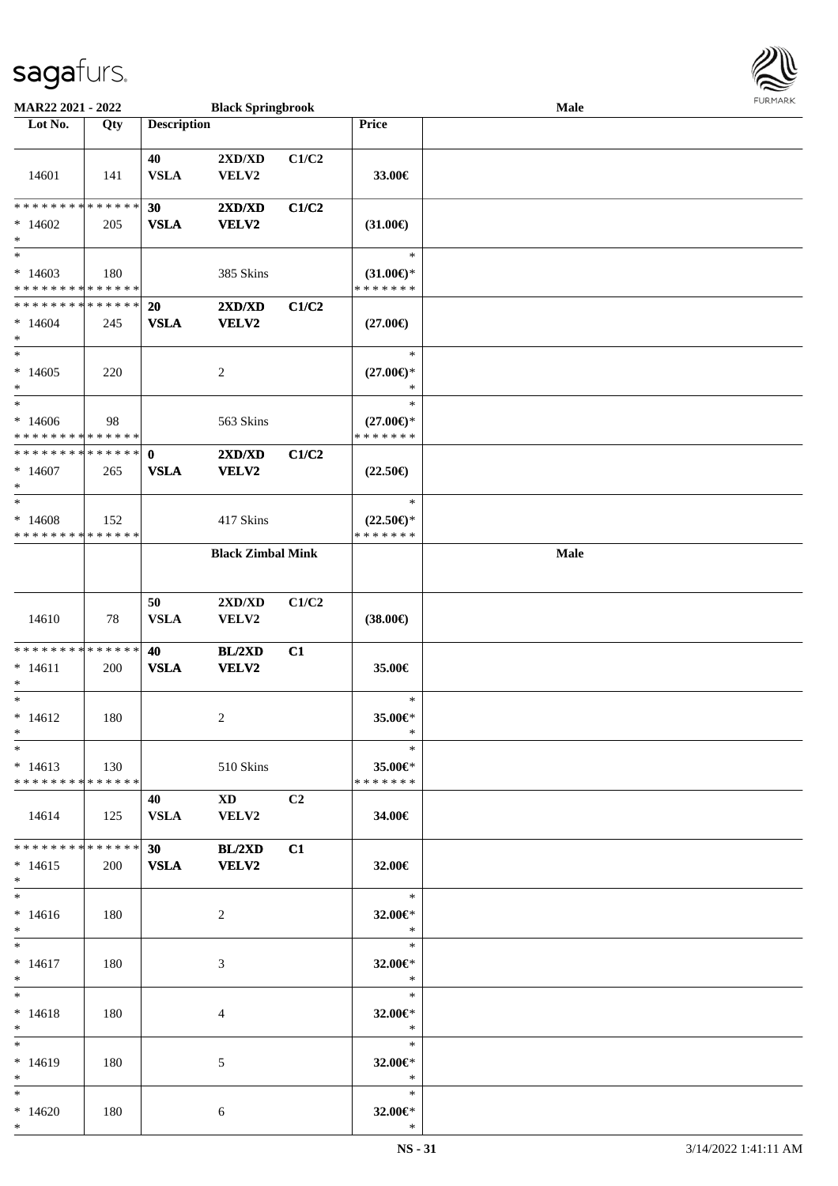| Lot No. | Qty | Description | | | Price | |
|---|---|---|---|---|---|---|
| | | **Black Springbrook** | | | | **Male** |
| 14601 | 141 | 40 VSLA | 2XD/XD VELV2 | C1/C2 | 33.00€ | |
| * * * * * * * * * * * * * * * 14602 * | 205 | **30 VSLA** | **2XD/XD VELV2** | **C1/C2** | **(31.00€)** | |
| * * 14603 * * * * * * * * * * * * * * | 180 | | 385 Skins | | * **(31.00€)*** * * * * * * * | |
| * * * * * * * * * * * * * * * 14604 * | 245 | **20 VSLA** | **2XD/XD VELV2** | **C1/C2** | **(27.00€)** | |
| * * 14605 * | 220 | | 2 | | * **(27.00€)*** * | |
| * * 14606 * * * * * * * * * * * * * * | 98 | | 563 Skins | | * **(27.00€)*** * * * * * * * | |
| * * * * * * * * * * * * * * * 14607 * | 265 | **0 VSLA** | **2XD/XD VELV2** | **C1/C2** | **(22.50€)** | |
| * * 14608 * * * * * * * * * * * * * * | 152 | | 417 Skins | | * **(22.50€)*** * * * * * * * | |
| | | **Black Zimbal Mink** | | | | **Male** |
| 14610 | 78 | 50 VSLA | 2XD/XD VELV2 | C1/C2 | **(38.00€)** | |
| * * * * * * * * * * * * * * * 14611 * | 200 | **40 VSLA** | **BL/2XD VELV2** | **C1** | **35.00€** | |
| * * 14612 * | 180 | | 2 | | * **35.00€*** * | |
| * * 14613 * * * * * * * * * * * * * * | 130 | | 510 Skins | | * **35.00€*** * * * * * * * | |
| 14614 | 125 | 40 VSLA | XD VELV2 | C2 | 34.00€ | |
| * * * * * * * * * * * * * * * 14615 * | 200 | **30 VSLA** | **BL/2XD VELV2** | **C1** | **32.00€** | |
| * * 14616 * | 180 | | 2 | | * **32.00€*** * | |
| * * 14617 * | 180 | | 3 | | * **32.00€*** * | |
| * * 14618 * | 180 | | 4 | | * **32.00€*** * | |
| * * 14619 * | 180 | | 5 | | * **32.00€*** * | |
| * * 14620 * | 180 | | 6 | | * **32.00€*** * | |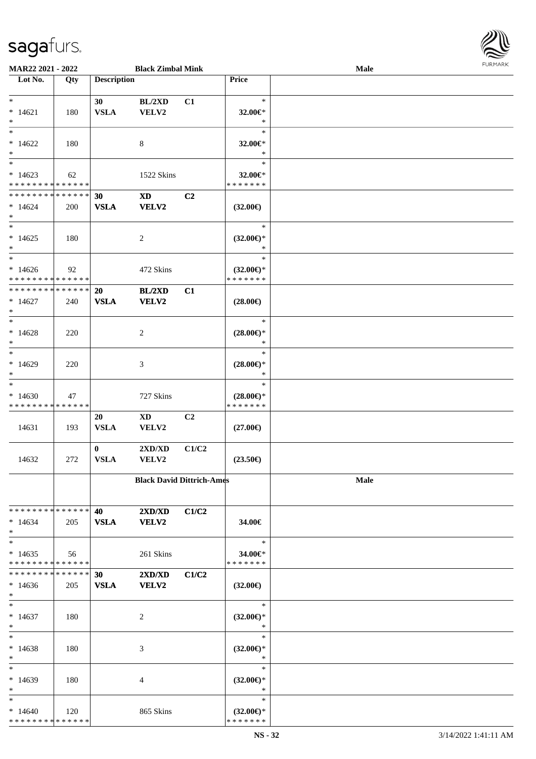**MAR22 2021 - 2022** **Black Zimbal Mink** **Male**

| Lot No. | Qty | Description | | | Price | |
|---|---|---|---|---|---|---|
| * | | 30 | BL/2XD | C1 | * | |
| * 14621 | 180 | VSLA | VELV2 | | 32.00€* | |
| * | | | | | * | |
| * | | | | | * | |
| * 14622 | 180 | | 8 | | 32.00€* | |
| * | | | | | * | |
| * | | | | | * | |
| * 14623 | 62 | | 1522 Skins | | 32.00€* | |
| * * * * * * * * * * * * * * | | | | | * * * * * * * | |
| * * * * * * * * * * * * * * | | 30 | XD | C2 | | |
| * 14624 | 200 | VSLA | VELV2 | | (32.00€) | |
| * | | | | | | |
| * | | | | | * | |
| * 14625 | 180 | | 2 | | (32.00€)* | |
| * | | | | | * | |
| * | | | | | * | |
| * 14626 | 92 | | 472 Skins | | (32.00€)* | |
| * * * * * * * * * * * * * * | | | | | * * * * * * * | |
| * * * * * * * * * * * * * * | | 20 | BL/2XD | C1 | | |
| * 14627 | 240 | VSLA | VELV2 | | (28.00€) | |
| * | | | | | | |
| * | | | | | * | |
| * 14628 | 220 | | 2 | | (28.00€)* | |
| * | | | | | * | |
| * | | | | | * | |
| * 14629 | 220 | | 3 | | (28.00€)* | |
| * | | | | | * | |
| * | | | | | * | |
| * 14630 | 47 | | 727 Skins | | (28.00€)* | |
| * * * * * * * * * * * * * * | | | | | * * * * * * * | |
| | | 20 | XD | C2 | | |
| 14631 | 193 | VSLA | VELV2 | | (27.00€) | |
| | | 0 | 2XD/XD | C1/C2 | | |
| 14632 | 272 | VSLA | VELV2 | | (23.50€) | |
| | | **Black David Dittrich-Ames** | | | | **Male** |
| * * * * * * * * * * * * * * | | 40 | 2XD/XD | C1/C2 | | |
| * 14634 | 205 | VSLA | VELV2 | | 34.00€ | |
| * | | | | | | |
| * | | | | | * | |
| * 14635 | 56 | | 261 Skins | | 34.00€* | |
| * * * * * * * * * * * * * * | | | | | * * * * * * * | |
| * * * * * * * * * * * * * * | | 30 | 2XD/XD | C1/C2 | | |
| * 14636 | 205 | VSLA | VELV2 | | (32.00€) | |
| * | | | | | | |
| * | | | | | * | |
| * 14637 | 180 | | 2 | | (32.00€)* | |
| * | | | | | * | |
| * | | | | | * | |
| * 14638 | 180 | | 3 | | (32.00€)* | |
| * | | | | | * | |
| * | | | | | * | |
| * 14639 | 180 | | 4 | | (32.00€)* | |
| * | | | | | * | |
| * | | | | | * | |
| * 14640 | 120 | | 865 Skins | | (32.00€)* | |
| * * * * * * * * * * * * * * | | | | | * * * * * * * | |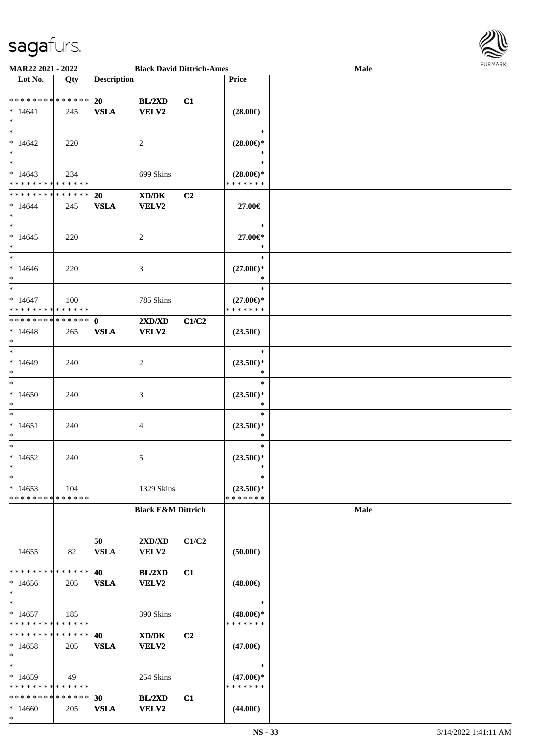| Lot No. | Qty | Description | | | Price | |
|---|---|---|---|---|---|---|
| | | | | | | |
| **Black David Dittrich-Ames** | | | | | | **Male** |
| * * * * * * * * * * * * * * | | **20** | **BL/2XD** | **C1** | | |
| * 14641 | 245 | **VSLA** | **VELV2** | | **(28.00€)** | |
| * | | | | | | |
| * | | | | | * | |
| * 14642 | 220 | | 2 | | **(28.00€)*** | |
| * | | | | | * | |
| * | | | | | * | |
| * 14643 | 234 | | 699 Skins | | **(28.00€)*** | |
| * * * * * * * * * * * * * * | | | | | * * * * * * * | |
| * * * * * * * * * * * * * * | | **20** | **XD/DK** | **C2** | | |
| * 14644 | 245 | **VSLA** | **VELV2** | | **27.00€** | |
| * | | | | | | |
| * | | | | | * | |
| * 14645 | 220 | | 2 | | **27.00€*** | |
| * | | | | | * | |
| * | | | | | * | |
| * 14646 | 220 | | 3 | | **(27.00€)*** | |
| * | | | | | * | |
| * | | | | | * | |
| * 14647 | 100 | | 785 Skins | | **(27.00€)*** | |
| * * * * * * * * * * * * * * | | | | | * * * * * * * | |
| * * * * * * * * * * * * * * | | **0** | **2XD/XD** | **C1/C2** | | |
| * 14648 | 265 | **VSLA** | **VELV2** | | **(23.50€)** | |
| * | | | | | | |
| * | | | | | * | |
| * 14649 | 240 | | 2 | | **(23.50€)*** | |
| * | | | | | * | |
| * | | | | | * | |
| * 14650 | 240 | | 3 | | **(23.50€)*** | |
| * | | | | | * | |
| * | | | | | * | |
| * 14651 | 240 | | 4 | | **(23.50€)*** | |
| * | | | | | * | |
| * | | | | | * | |
| * 14652 | 240 | | 5 | | **(23.50€)*** | |
| * | | | | | * | |
| * | | | | | * | |
| * 14653 | 104 | | 1329 Skins | | **(23.50€)*** | |
| * * * * * * * * * * * * * * | | | | | * * * * * * * | |
| | | | **Black E&M Dittrich** | | | **Male** |
| | | **50** | **2XD/XD** | **C1/C2** | | |
| 14655 | 82 | **VSLA** | **VELV2** | | **(50.00€)** | |
| * * * * * * * * * * * * * * | | **40** | **BL/2XD** | **C1** | | |
| * 14656 | 205 | **VSLA** | **VELV2** | | **(48.00€)** | |
| * | | | | | | |
| * | | | | | * | |
| * 14657 | 185 | | 390 Skins | | **(48.00€)*** | |
| * * * * * * * * * * * * * * | | | | | * * * * * * * | |
| * * * * * * * * * * * * * * | | **40** | **XD/DK** | **C2** | | |
| * 14658 | 205 | **VSLA** | **VELV2** | | **(47.00€)** | |
| * | | | | | | |
| * | | | | | * | |
| * 14659 | 49 | | 254 Skins | | **(47.00€)*** | |
| * * * * * * * * * * * * * * | | | | | * * * * * * * | |
| * * * * * * * * * * * * * * | | **30** | **BL/2XD** | **C1** | | |
| * 14660 | 205 | **VSLA** | **VELV2** | | **(44.00€)** | |
| * | | | | | | |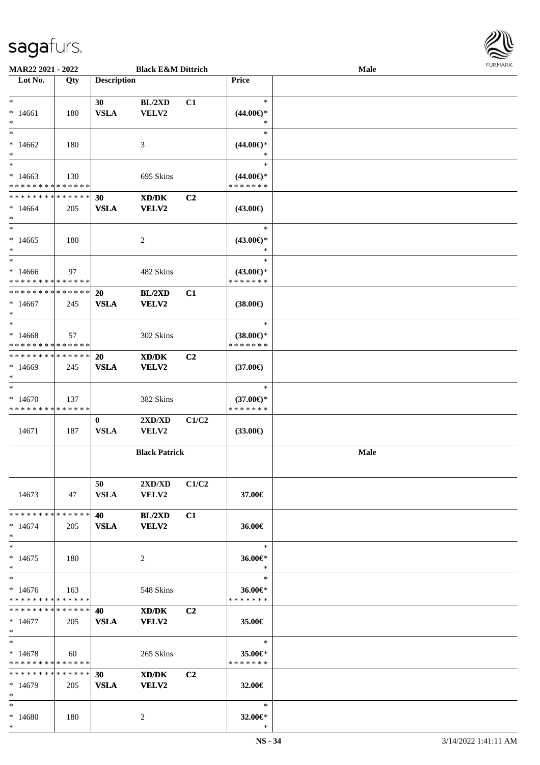**MAR22 2021 - 2022** **Black E&M Dittrich** **Male**

| Lot No. | Qty | Description | | | Price | |
|---|---|---|---|---|---|---|
| * | | 30 | BL/2XD | C1 | * | |
| * 14661 | 180 | VSLA | VELV2 | | (44.00€)* | |
| * | | | | | * | |
| * | | | | | * | |
| * 14662 | 180 | | 3 | | (44.00€)* | |
| * | | | | | * | |
| * | | | | | * | |
| * 14663 | 130 | | 695 Skins | | (44.00€)* | |
| * * * * * * * * * * * * * * | | | | | * * * * * * * | |
| * * * * * * * * * * * * * * | | 30 | XD/DK | C2 | | |
| * 14664 | 205 | VSLA | VELV2 | | (43.00€) | |
| * | | | | | | |
| * | | | | | * | |
| * 14665 | 180 | | 2 | | (43.00€)* | |
| * | | | | | * | |
| * | | | | | * | |
| * 14666 | 97 | | 482 Skins | | (43.00€)* | |
| * * * * * * * * * * * * * * | | | | | * * * * * * * | |
| * * * * * * * * * * * * * * | | 20 | BL/2XD | C1 | | |
| * 14667 | 245 | VSLA | VELV2 | | (38.00€) | |
| * | | | | | | |
| * | | | | | * | |
| * 14668 | 57 | | 302 Skins | | (38.00€)* | |
| * * * * * * * * * * * * * * | | | | | * * * * * * * | |
| * * * * * * * * * * * * * * | | 20 | XD/DK | C2 | | |
| * 14669 | 245 | VSLA | VELV2 | | (37.00€) | |
| * | | | | | | |
| * | | | | | * | |
| * 14670 | 137 | | 382 Skins | | (37.00€)* | |
| * * * * * * * * * * * * * * | | | | | * * * * * * * | |
| | | 0 | 2XD/XD | C1/C2 | | |
| 14671 | 187 | VSLA | VELV2 | | (33.00€) | |
| | | | **Black Patrick** | | | **Male** |
| | | 50 | 2XD/XD | C1/C2 | | |
| 14673 | 47 | VSLA | VELV2 | | 37.00€ | |
| * * * * * * * * * * * * * * | | 40 | BL/2XD | C1 | | |
| * 14674 | 205 | VSLA | VELV2 | | 36.00€ | |
| * | | | | | | |
| * | | | | | * | |
| * 14675 | 180 | | 2 | | 36.00€* | |
| * | | | | | * | |
| * | | | | | * | |
| * 14676 | 163 | | 548 Skins | | 36.00€* | |
| * * * * * * * * * * * * * * | | | | | * * * * * * * | |
| * * * * * * * * * * * * * * | | 40 | XD/DK | C2 | | |
| * 14677 | 205 | VSLA | VELV2 | | 35.00€ | |
| * | | | | | | |
| * | | | | | * | |
| * 14678 | 60 | | 265 Skins | | 35.00€* | |
| * * * * * * * * * * * * * * | | | | | * * * * * * * | |
| * * * * * * * * * * * * * * | | 30 | XD/DK | C2 | | |
| * 14679 | 205 | VSLA | VELV2 | | 32.00€ | |
| * | | | | | | |
| * | | | | | * | |
| * 14680 | 180 | | 2 | | 32.00€* | |
| * | | | | | * | |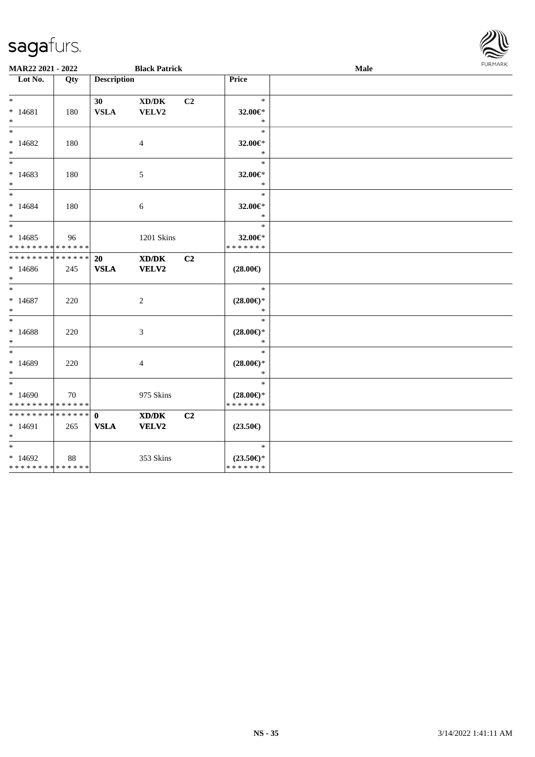**MAR22 2021 - 2022** **Black Patrick** **Male**

| Lot No. | Qty | Description | | | Price |
|---|---|---|---|---|---|
| * | | **30** | **XD/DK** | **C2** | * |
| * 14681 | 180 | **VSLA** | **VELV2** | | **32.00€*** |
| * | | | | | * |
| * 14682 | 180 | | 4 | | **32.00€*** |
| * | | | | | * |
| * 14683 | 180 | | 5 | | **32.00€*** |
| * | | | | | * |
| * 14684 | 180 | | 6 | | **32.00€*** |
| * | | | | | * |
| * 14685 | 96 | | 1201 Skins | | **32.00€*** |
| * * * * * * * * * * * * * * | | | | | * * * * * * * |
| * * * * * * * * * * * * * * | | **20** | **XD/DK** | **C2** | |
| * 14686 | 245 | **VSLA** | **VELV2** | | **(28.00€)** |
| * | | | | | * |
| * 14687 | 220 | | 2 | | **(28.00€)*** |
| * | | | | | * |
| * 14688 | 220 | | 3 | | **(28.00€)*** |
| * | | | | | * |
| * 14689 | 220 | | 4 | | **(28.00€)*** |
| * | | | | | * |
| * 14690 | 70 | | 975 Skins | | **(28.00€)*** |
| * * * * * * * * * * * * * * | | | | | * * * * * * * |
| * * * * * * * * * * * * * * | | **0** | **XD/DK** | **C2** | |
| * 14691 | 265 | **VSLA** | **VELV2** | | **(23.50€)** |
| * | | | | | * |
| * 14692 | 88 | | 353 Skins | | **(23.50€)*** |
| * * * * * * * * * * * * * * | | | | | * * * * * * * |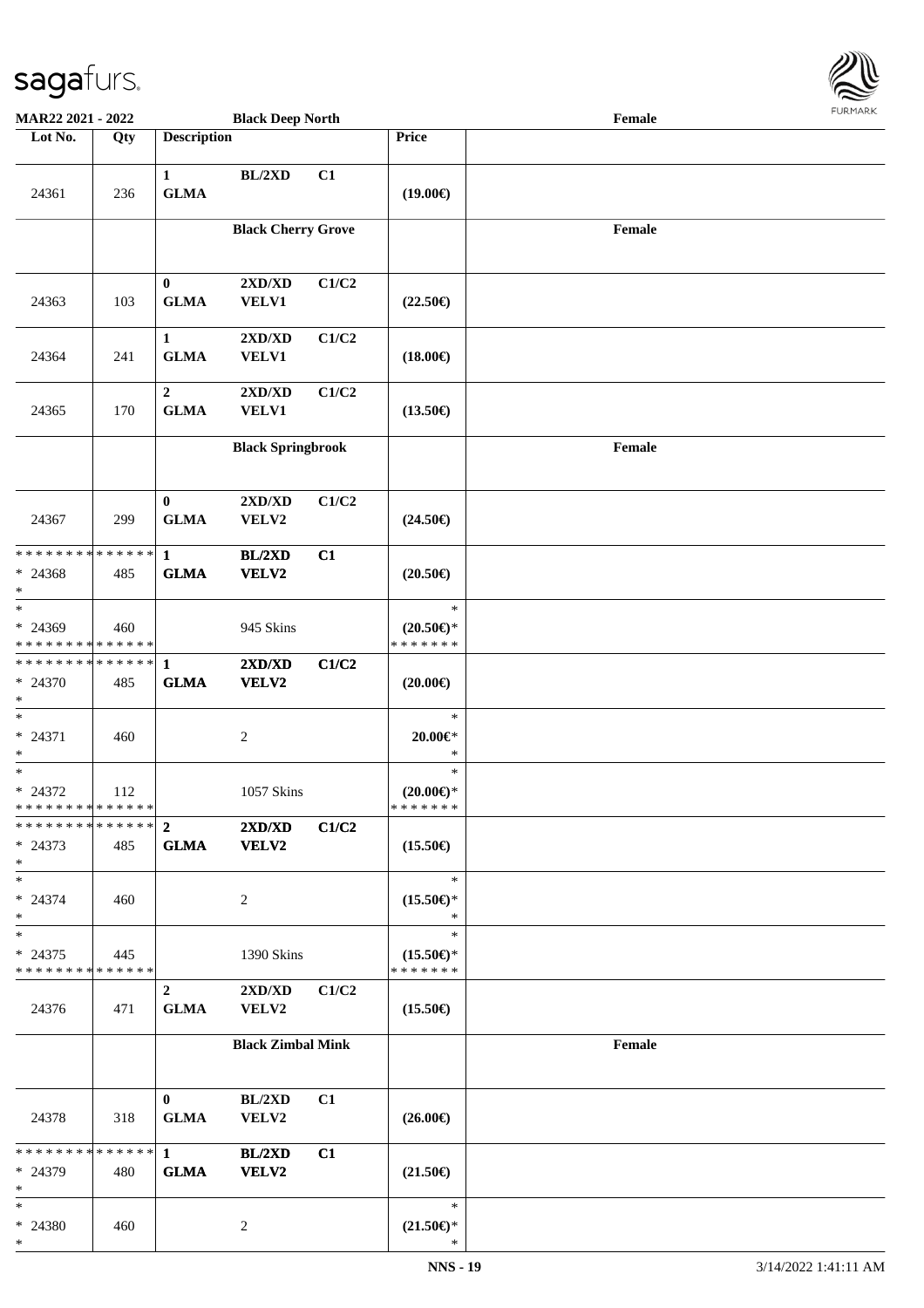MAR22 2021 - 2022 — Black Deep North — Female

| Lot No. | Qty | Description | | | Price | |
|---|---|---|---|---|---|---|
| 24361 | 236 | 1 GLMA | BL/2XD | C1 | (19.00€) | |
| | | | Black Cherry Grove | | | Female |
| 24363 | 103 | 0 GLMA | 2XD/XD VELV1 | C1/C2 | (22.50€) | |
| 24364 | 241 | 1 GLMA | 2XD/XD VELV1 | C1/C2 | (18.00€) | |
| 24365 | 170 | 2 GLMA | 2XD/XD VELV1 | C1/C2 | (13.50€) | |
| | | | Black Springbrook | | | Female |
| 24367 | 299 | 0 GLMA | 2XD/XD VELV2 | C1/C2 | (24.50€) | |
| * * * * * * * * * * * * * * * 24368 * | 485 | 1 GLMA | BL/2XD VELV2 | C1 | (20.50€) | |
| * * 24369 * * * * * * * * * * * * * * | 460 | | 945 Skins | | * (20.50€)* * * * * * * * | |
| * * * * * * * * * * * * * * * 24370 * | 485 | 1 GLMA | 2XD/XD VELV2 | C1/C2 | (20.00€) | |
| * * 24371 * | 460 | | 2 | | * 20.00€* * | |
| * * 24372 * * * * * * * * * * * * * * | 112 | | 1057 Skins | | * (20.00€)* * * * * * * * | |
| * * * * * * * * * * * * * * * 24373 * | 485 | 2 GLMA | 2XD/XD VELV2 | C1/C2 | (15.50€) | |
| * * 24374 * | 460 | | 2 | | * (15.50€)* * | |
| * * 24375 * * * * * * * * * * * * * * | 445 | | 1390 Skins | | * (15.50€)* * * * * * * * | |
| 24376 | 471 | 2 GLMA | 2XD/XD VELV2 | C1/C2 | (15.50€) | |
| | | | Black Zimbal Mink | | | Female |
| 24378 | 318 | 0 GLMA | BL/2XD VELV2 | C1 | (26.00€) | |
| * * * * * * * * * * * * * * * 24379 * | 480 | 1 GLMA | BL/2XD VELV2 | C1 | (21.50€) | |
| * * 24380 * | 460 | | 2 | | * (21.50€)* * | |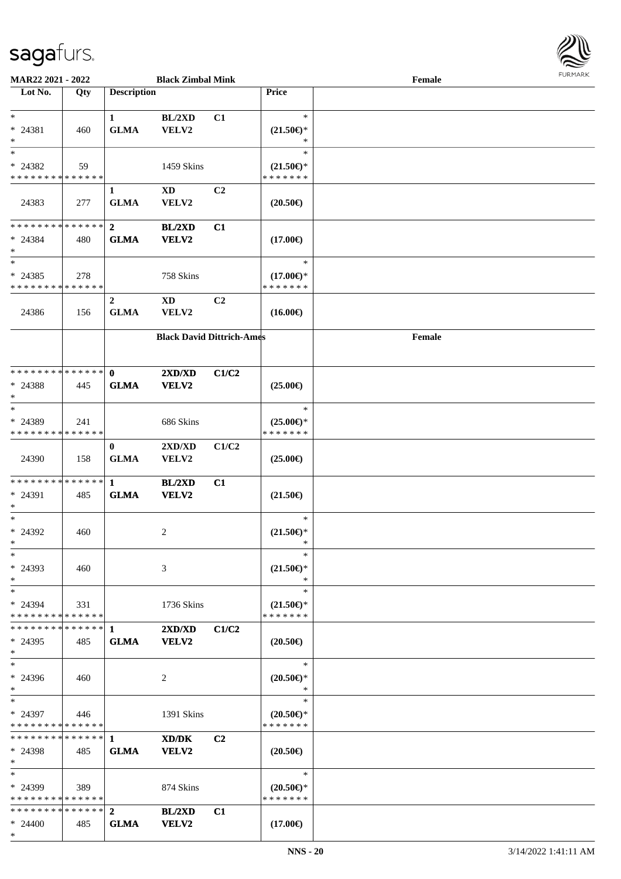**MAR22 2021 - 2022** **Black Zimbal Mink** **Female**

| Lot No. | Qty | Description | | | Price | |
|---|---|---|---|---|---|---|
| * <br> * 24381 <br> * | 460 | 1 <br> GLMA | BL/2XD <br> VELV2 | C1 | * <br> (21.50€)* <br> * | |
| * <br> * 24382 <br> * * * * * * * * * * * * * * | 59 | | 1459 Skins | | * <br> (21.50€)* <br> * * * * * * * | |
| 24383 | 277 | 1 <br> GLMA | XD <br> VELV2 | C2 | (20.50€) | |
| * * * * * * * * * * * * * * <br> * 24384 <br> * | 480 | 2 <br> GLMA | BL/2XD <br> VELV2 | C1 | (17.00€) | |
| * <br> * 24385 <br> * * * * * * * * * * * * * * | 278 | | 758 Skins | | * <br> (17.00€)* <br> * * * * * * * | |
| 24386 | 156 | 2 <br> GLMA | XD <br> VELV2 | C2 | (16.00€) | |
| | | **Black David Dittrich-Ames** | | | | **Female** |
| * * * * * * * * * * * * * * <br> * 24388 <br> * | 445 | 0 <br> GLMA | 2XD/XD <br> VELV2 | C1/C2 | (25.00€) | |
| * <br> * 24389 <br> * * * * * * * * * * * * * * | 241 | | 686 Skins | | * <br> (25.00€)* <br> * * * * * * * | |
| 24390 | 158 | 0 <br> GLMA | 2XD/XD <br> VELV2 | C1/C2 | (25.00€) | |
| * * * * * * * * * * * * * * <br> * 24391 <br> * | 485 | 1 <br> GLMA | BL/2XD <br> VELV2 | C1 | (21.50€) | |
| * <br> * 24392 <br> * | 460 | | 2 | | * <br> (21.50€)* <br> * | |
| * <br> * 24393 <br> * | 460 | | 3 | | * <br> (21.50€)* <br> * | |
| * <br> * 24394 <br> * * * * * * * * * * * * * * | 331 | | 1736 Skins | | * <br> (21.50€)* <br> * * * * * * * | |
| * * * * * * * * * * * * * * <br> * 24395 <br> * | 485 | 1 <br> GLMA | 2XD/XD <br> VELV2 | C1/C2 | (20.50€) | |
| * <br> * 24396 <br> * | 460 | | 2 | | * <br> (20.50€)* <br> * | |
| * <br> * 24397 <br> * * * * * * * * * * * * * * | 446 | | 1391 Skins | | * <br> (20.50€)* <br> * * * * * * * | |
| * * * * * * * * * * * * * * <br> * 24398 <br> * | 485 | 1 <br> GLMA | XD/DK <br> VELV2 | C2 | (20.50€) | |
| * <br> * 24399 <br> * * * * * * * * * * * * * * | 389 | | 874 Skins | | * <br> (20.50€)* <br> * * * * * * * | |
| * * * * * * * * * * * * * * <br> * 24400 <br> * | 485 | 2 <br> GLMA | BL/2XD <br> VELV2 | C1 | (17.00€) | |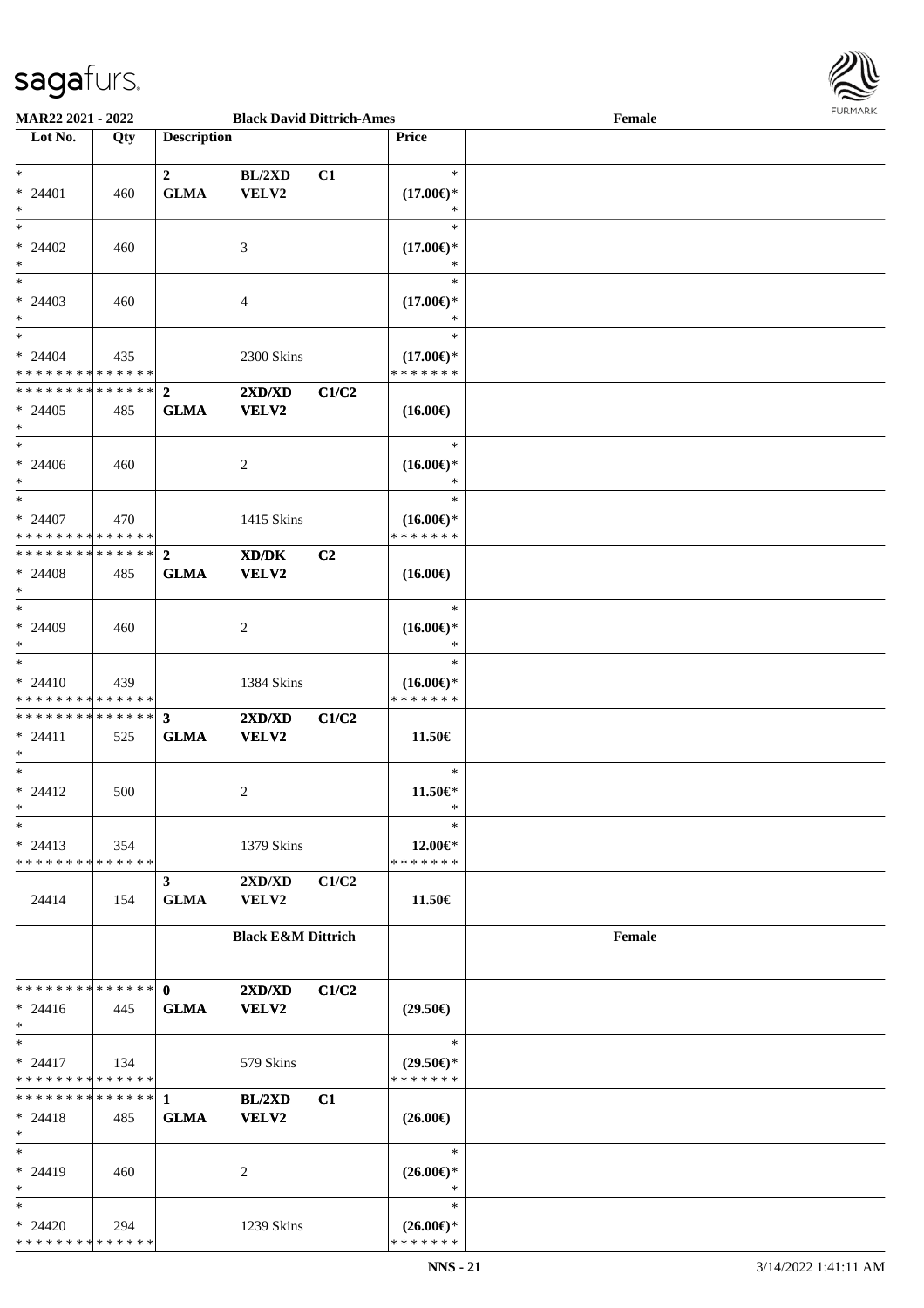**MAR22 2021 - 2022** | **Black David Dittrich-Ames** | **Female**

| Lot No. | Qty | Description | | | Price | |
|---|---|---|---|---|---|---|
| * <br> * 24401 <br> * | 460 | **2** <br> **GLMA** | **BL/2XD** <br> **VELV2** | **C1** | * <br> **(17.00€)*** <br> * | |
| * <br> * 24402 <br> * | 460 | | 3 | | * <br> **(17.00€)*** <br> * | |
| * <br> * 24403 <br> * | 460 | | 4 | | * <br> **(17.00€)*** <br> * | |
| * <br> * 24404 <br> * * * * * * * * * * * * * * | 435 | | 2300 Skins | | * <br> **(17.00€)*** <br> * * * * * * * | |
| * * * * * * * * * * * * * * <br> * 24405 <br> * | 485 | **2** <br> **GLMA** | **2XD/XD** <br> **VELV2** | **C1/C2** | **(16.00€)** | |
| * <br> * 24406 <br> * | 460 | | 2 | | * <br> **(16.00€)*** <br> * | |
| * <br> * 24407 <br> * * * * * * * * * * * * * * | 470 | | 1415 Skins | | * <br> **(16.00€)*** <br> * * * * * * * | |
| * * * * * * * * * * * * * * <br> * 24408 <br> * | 485 | **2** <br> **GLMA** | **XD/DK** <br> **VELV2** | **C2** | **(16.00€)** | |
| * <br> * 24409 <br> * | 460 | | 2 | | * <br> **(16.00€)*** <br> * | |
| * <br> * 24410 <br> * * * * * * * * * * * * * * | 439 | | 1384 Skins | | * <br> **(16.00€)*** <br> * * * * * * * | |
| * * * * * * * * * * * * * * <br> * 24411 <br> * | 525 | **3** <br> **GLMA** | **2XD/XD** <br> **VELV2** | **C1/C2** | **11.50€** | |
| * <br> * 24412 <br> * | 500 | | 2 | | * <br> **11.50€*** <br> * | |
| * <br> * 24413 <br> * * * * * * * * * * * * * * | 354 | | 1379 Skins | | * <br> **12.00€*** <br> * * * * * * * | |
| 24414 | 154 | **3** <br> **GLMA** | **2XD/XD** <br> **VELV2** | **C1/C2** | **11.50€** | |
| | | | **Black E&M Dittrich** | | | **Female** |
| * * * * * * * * * * * * * * <br> * 24416 <br> * | 445 | **0** <br> **GLMA** | **2XD/XD** <br> **VELV2** | **C1/C2** | **(29.50€)** | |
| * <br> * 24417 <br> * * * * * * * * * * * * * * | 134 | | 579 Skins | | * <br> **(29.50€)*** <br> * * * * * * * | |
| * * * * * * * * * * * * * * <br> * 24418 <br> * | 485 | **1** <br> **GLMA** | **BL/2XD** <br> **VELV2** | **C1** | **(26.00€)** | |
| * <br> * 24419 <br> * | 460 | | 2 | | * <br> **(26.00€)*** <br> * | |
| * <br> * 24420 <br> * * * * * * * * * * * * * * | 294 | | 1239 Skins | | * <br> **(26.00€)*** <br> * * * * * * * | |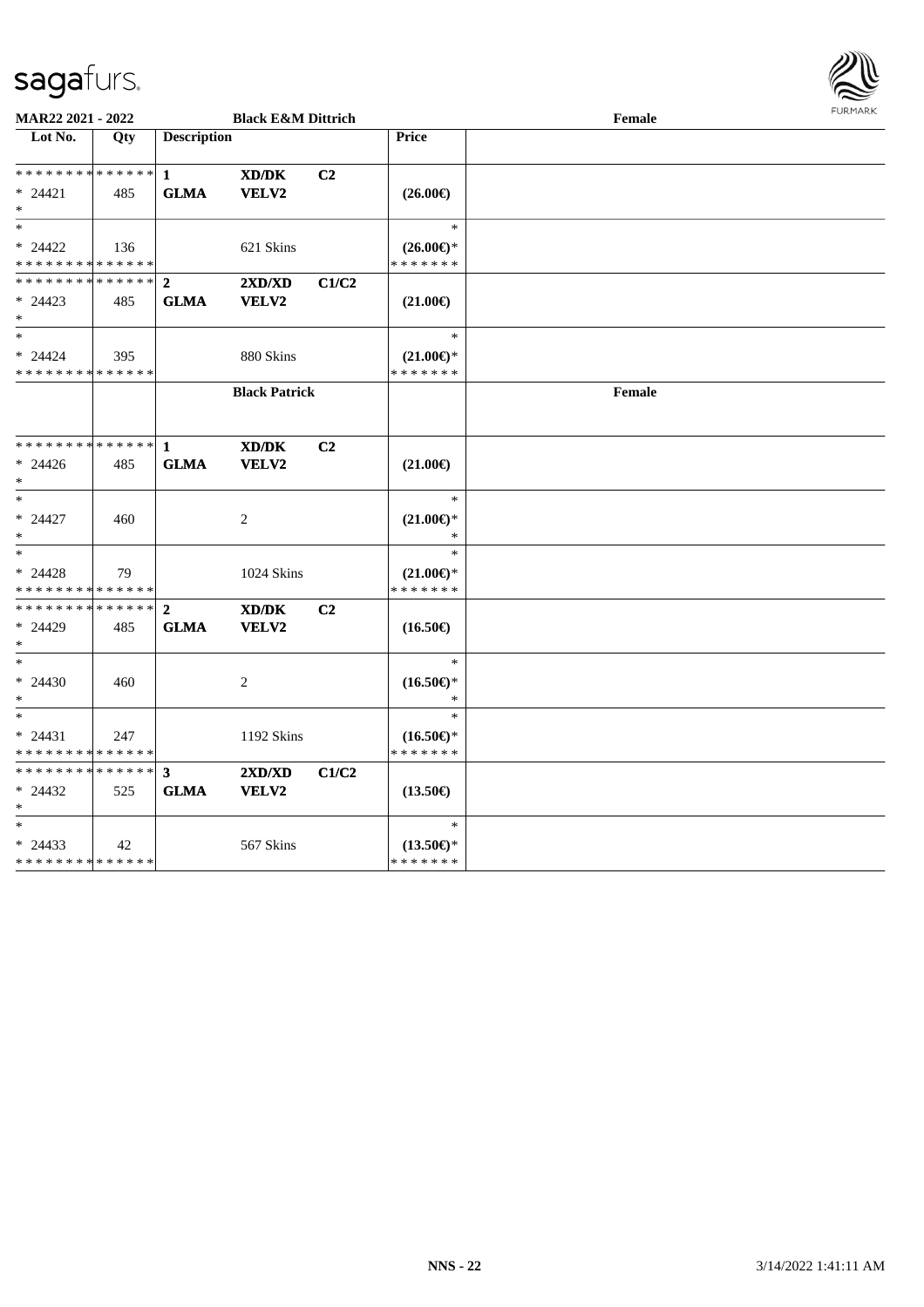| Lot No. | Qty | Description | | | Price | |
|---|---|---|---|---|---|---|
| * * * * * * * * * * * * * * | | 1 | XD/DK | C2 | | |
| * 24421 | 485 | GLMA | VELV2 | | (26.00€) | |
| * | | | | | | |
| * | | | | | * | |
| * 24422 | 136 | | 621 Skins | | (26.00€)* | |
| * * * * * * * * * * * * * * | | | | | * * * * * * * | |
| * * * * * * * * * * * * * * | | 2 | 2XD/XD | C1/C2 | | |
| * 24423 | 485 | GLMA | VELV2 | | (21.00€) | |
| * | | | | | | |
| * | | | | | * | |
| * 24424 | 395 | | 880 Skins | | (21.00€)* | |
| * * * * * * * * * * * * * * | | | | | * * * * * * * | |
| | | | **Black Patrick** | | | **Female** |
| * * * * * * * * * * * * * * | | 1 | XD/DK | C2 | | |
| * 24426 | 485 | GLMA | VELV2 | | (21.00€) | |
| * | | | | | | |
| * | | | | | * | |
| * 24427 | 460 | | 2 | | (21.00€)* | |
| * | | | | | * | |
| * | | | | | * | |
| * 24428 | 79 | | 1024 Skins | | (21.00€)* | |
| * * * * * * * * * * * * * * | | | | | * * * * * * * | |
| * * * * * * * * * * * * * * | | 2 | XD/DK | C2 | | |
| * 24429 | 485 | GLMA | VELV2 | | (16.50€) | |
| * | | | | | | |
| * | | | | | * | |
| * 24430 | 460 | | 2 | | (16.50€)* | |
| * | | | | | * | |
| * | | | | | * | |
| * 24431 | 247 | | 1192 Skins | | (16.50€)* | |
| * * * * * * * * * * * * * * | | | | | * * * * * * * | |
| * * * * * * * * * * * * * * | | 3 | 2XD/XD | C1/C2 | | |
| * 24432 | 525 | GLMA | VELV2 | | (13.50€) | |
| * | | | | | | |
| * | | | | | * | |
| * 24433 | 42 | | 567 Skins | | (13.50€)* | |
| * * * * * * * * * * * * * * | | | | | * * * * * * * | |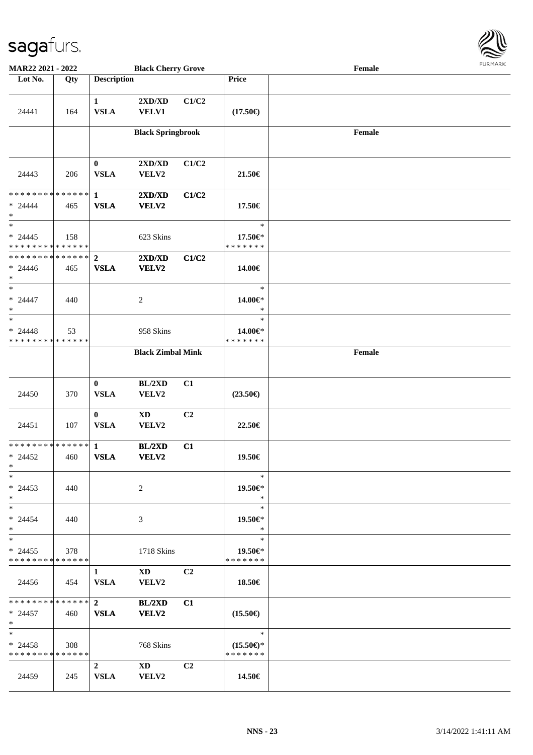| Lot No. | Qty | Description | | | Price | |
|---|---|---|---|---|---|---|
| | | | **Black Cherry Grove** | | | Female |
| 24441 | 164 | 1 VSLA | 2XD/XD VELV1 | C1/C2 | (17.50€) | |
| | | | **Black Springbrook** | | | Female |
| 24443 | 206 | 0 VSLA | 2XD/XD VELV2 | C1/C2 | 21.50€ | |
| * * * * * * * * * * * * * * * 24444 * | 465 | **1 VSLA** | **2XD/XD VELV2** | **C1/C2** | 17.50€ | |
| * * 24445 * * * * * * * * * * * * * * | 158 | | 623 Skins | | * 17.50€* * * * * * * * | |
| * * * * * * * * * * * * * * * 24446 * | 465 | **2 VSLA** | **2XD/XD VELV2** | **C1/C2** | 14.00€ | |
| * * 24447 * | 440 | | 2 | | * 14.00€* * | |
| * * 24448 * * * * * * * * * * * * * * | 53 | | 958 Skins | | * 14.00€* * * * * * * * | |
| | | | **Black Zimbal Mink** | | | Female |
| 24450 | 370 | 0 VSLA | BL/2XD VELV2 | C1 | (23.50€) | |
| 24451 | 107 | 0 VSLA | XD VELV2 | C2 | 22.50€ | |
| * * * * * * * * * * * * * * * 24452 * | 460 | **1 VSLA** | **BL/2XD VELV2** | **C1** | 19.50€ | |
| * * 24453 * | 440 | | 2 | | * 19.50€* * | |
| * * 24454 * | 440 | | 3 | | * 19.50€* * | |
| * * 24455 * * * * * * * * * * * * * * | 378 | | 1718 Skins | | * 19.50€* * * * * * * * | |
| 24456 | 454 | 1 VSLA | XD VELV2 | C2 | 18.50€ | |
| * * * * * * * * * * * * * * * 24457 * | 460 | **2 VSLA** | **BL/2XD VELV2** | **C1** | (15.50€) | |
| * * 24458 * * * * * * * * * * * * * * | 308 | | 768 Skins | | * (15.50€)* * * * * * * * | |
| 24459 | 245 | 2 VSLA | XD VELV2 | C2 | 14.50€ | |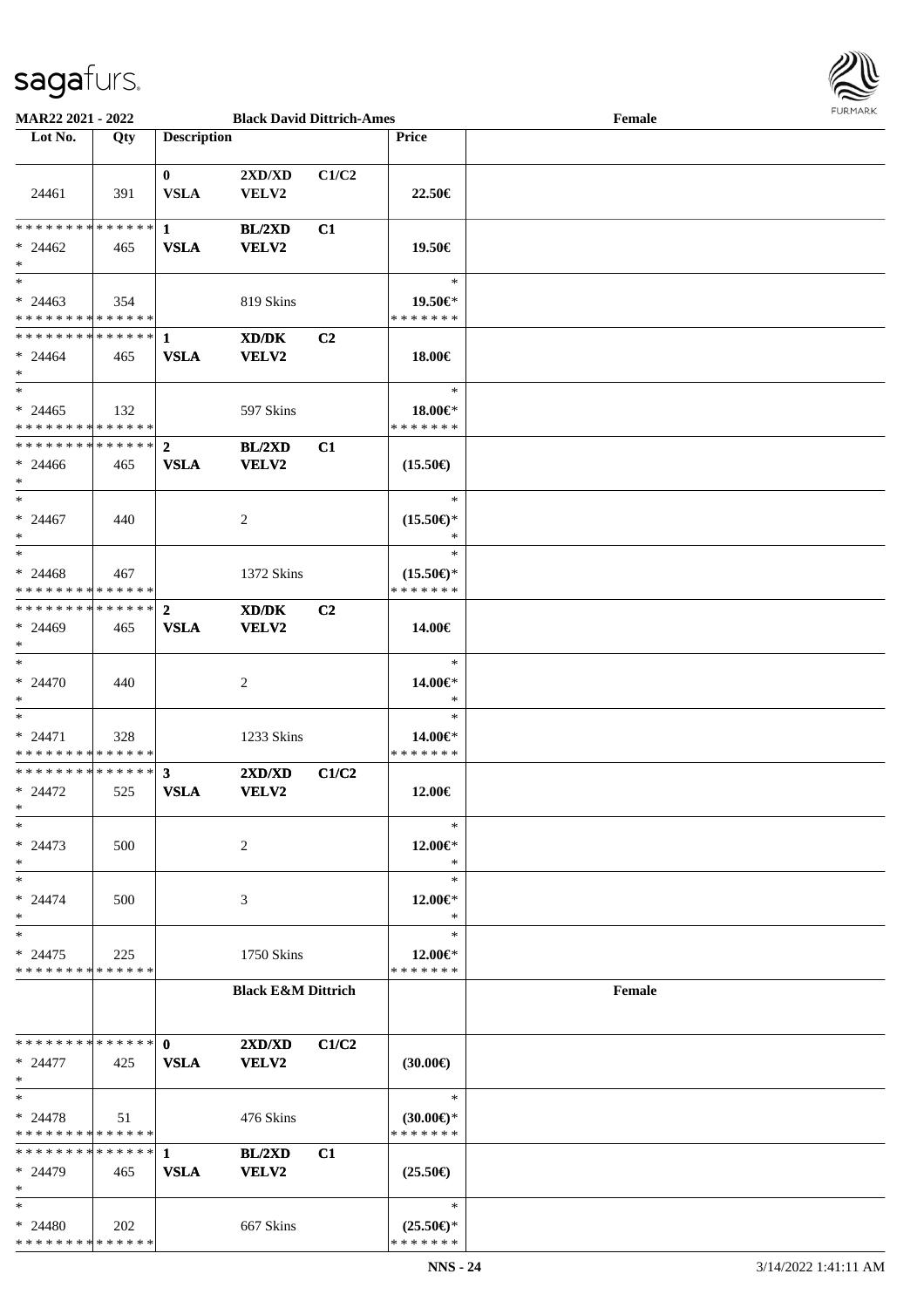**MAR22 2021 - 2022** **Black David Dittrich-Ames** **Female**

| Lot No. | Qty | Description | | | Price | |
|---|---|---|---|---|---|---|
| 24461 | 391 | 0<br>VSLA | 2XD/XD<br>VELV2 | C1/C2 | 22.50€ | |
| * * * * * * * * * * * * * *<br>* 24462<br>* | 465 | 1<br>VSLA | BL/2XD<br>VELV2 | C1 | 19.50€ | |
| *<br>* 24463<br>* * * * * * * * * * * * * * | 354 | | 819 Skins | | *<br>19.50€*<br>* * * * * * * | |
| * * * * * * * * * * * * * *<br>* 24464<br>* | 465 | 1<br>VSLA | XD/DK<br>VELV2 | C2 | 18.00€ | |
| *<br>* 24465<br>* * * * * * * * * * * * * * | 132 | | 597 Skins | | *<br>18.00€*<br>* * * * * * * | |
| * * * * * * * * * * * * * *<br>* 24466<br>* | 465 | 2<br>VSLA | BL/2XD<br>VELV2 | C1 | (15.50€) | |
| *<br>* 24467<br>* | 440 | | 2 | | *<br>(15.50€)*<br>* | |
| *<br>* 24468<br>* * * * * * * * * * * * * * | 467 | | 1372 Skins | | *<br>(15.50€)*<br>* * * * * * * | |
| * * * * * * * * * * * * * *<br>* 24469<br>* | 465 | 2<br>VSLA | XD/DK<br>VELV2 | C2 | 14.00€ | |
| *<br>* 24470<br>* | 440 | | 2 | | *<br>14.00€*<br>* | |
| *<br>* 24471<br>* * * * * * * * * * * * * * | 328 | | 1233 Skins | | *<br>14.00€*<br>* * * * * * * | |
| * * * * * * * * * * * * * *<br>* 24472<br>* | 525 | 3<br>VSLA | 2XD/XD<br>VELV2 | C1/C2 | 12.00€ | |
| *<br>* 24473<br>* | 500 | | 2 | | *<br>12.00€*<br>* | |
| *<br>* 24474<br>* | 500 | | 3 | | *<br>12.00€*<br>* | |
| *<br>* 24475<br>* * * * * * * * * * * * * * | 225 | | 1750 Skins | | *<br>12.00€*<br>* * * * * * * | |
| | | | **Black E&M Dittrich** | | | **Female** |
| * * * * * * * * * * * * * *<br>* 24477<br>* | 425 | 0<br>VSLA | 2XD/XD<br>VELV2 | C1/C2 | (30.00€) | |
| *<br>* 24478<br>* * * * * * * * * * * * * * | 51 | | 476 Skins | | *<br>(30.00€)*<br>* * * * * * * | |
| * * * * * * * * * * * * * *<br>* 24479<br>* | 465 | 1<br>VSLA | BL/2XD<br>VELV2 | C1 | (25.50€) | |
| *<br>* 24480<br>* * * * * * * * * * * * * * | 202 | | 667 Skins | | *<br>(25.50€)*<br>* * * * * * * | |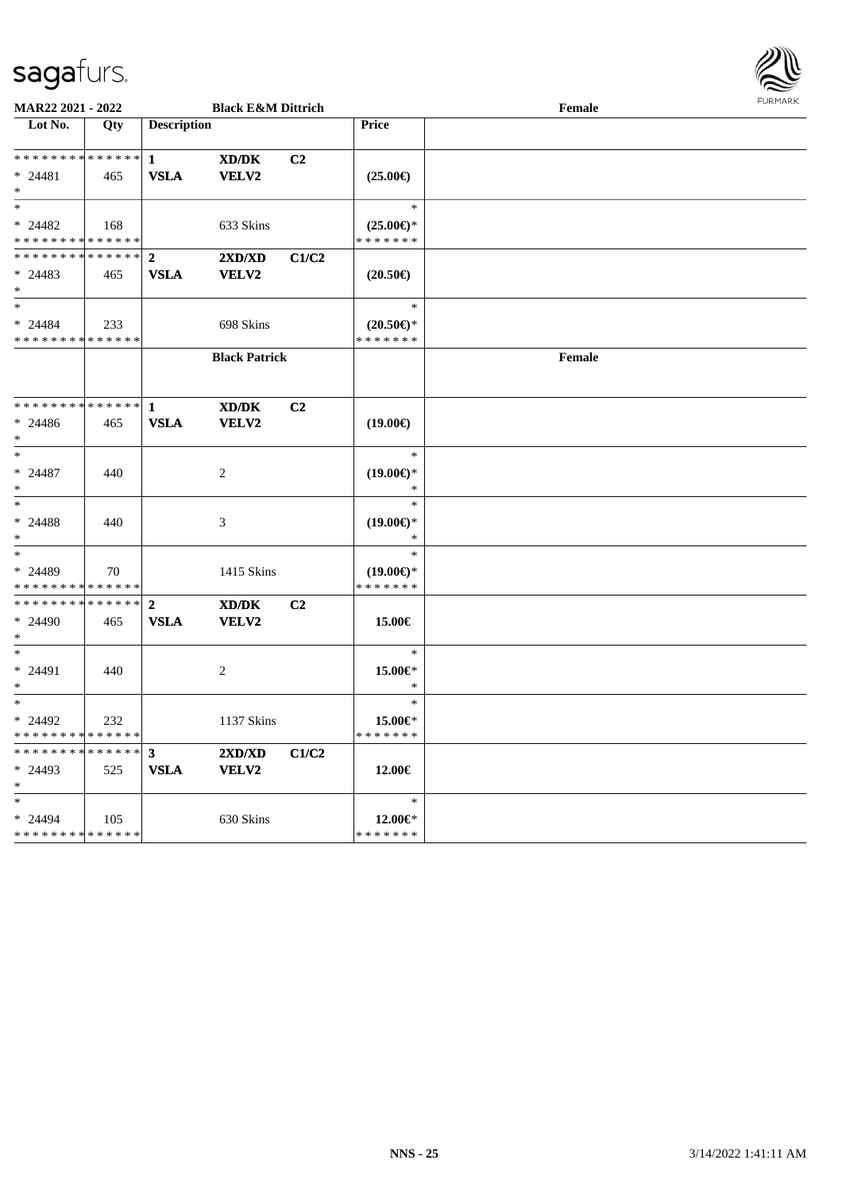**MAR22 2021 - 2022** **Black E&M Dittrich** **Female**

| Lot No. | Qty | Description | | | Price | |
|---|---|---|---|---|---|---|
| * * * * * * * * * * * * * * | | **1** | **XD/DK** | **C2** | | |
| * 24481 | 465 | **VSLA** | **VELV2** | | **(25.00€)** | |
| * | | | | | | |
| * | | | | | * | |
| * 24482 | 168 | | 633 Skins | | **(25.00€)*** | |
| * * * * * * * * * * * * * * | | | | | * * * * * * * | |
| * * * * * * * * * * * * * * | | **2** | **2XD/XD** | **C1/C2** | | |
| * 24483 | 465 | **VSLA** | **VELV2** | | **(20.50€)** | |
| * | | | | | | |
| * | | | | | * | |
| * 24484 | 233 | | 698 Skins | | **(20.50€)*** | |
| * * * * * * * * * * * * * * | | | | | * * * * * * * | |
| | | | **Black Patrick** | | | **Female** |
| * * * * * * * * * * * * * * | | **1** | **XD/DK** | **C2** | | |
| * 24486 | 465 | **VSLA** | **VELV2** | | **(19.00€)** | |
| * | | | | | | |
| * | | | | | * | |
| * 24487 | 440 | | 2 | | **(19.00€)*** | |
| * | | | | | * | |
| * | | | | | * | |
| * 24488 | 440 | | 3 | | **(19.00€)*** | |
| * | | | | | * | |
| * | | | | | * | |
| * 24489 | 70 | | 1415 Skins | | **(19.00€)*** | |
| * * * * * * * * * * * * * * | | | | | * * * * * * * | |
| * * * * * * * * * * * * * * | | **2** | **XD/DK** | **C2** | | |
| * 24490 | 465 | **VSLA** | **VELV2** | | **15.00€** | |
| * | | | | | | |
| * | | | | | * | |
| * 24491 | 440 | | 2 | | **15.00€*** | |
| * | | | | | * | |
| * | | | | | * | |
| * 24492 | 232 | | 1137 Skins | | **15.00€*** | |
| * * * * * * * * * * * * * * | | | | | * * * * * * * | |
| * * * * * * * * * * * * * * | | **3** | **2XD/XD** | **C1/C2** | | |
| * 24493 | 525 | **VSLA** | **VELV2** | | **12.00€** | |
| * | | | | | | |
| * | | | | | * | |
| * 24494 | 105 | | 630 Skins | | **12.00€*** | |
| * * * * * * * * * * * * * * | | | | | * * * * * * * | |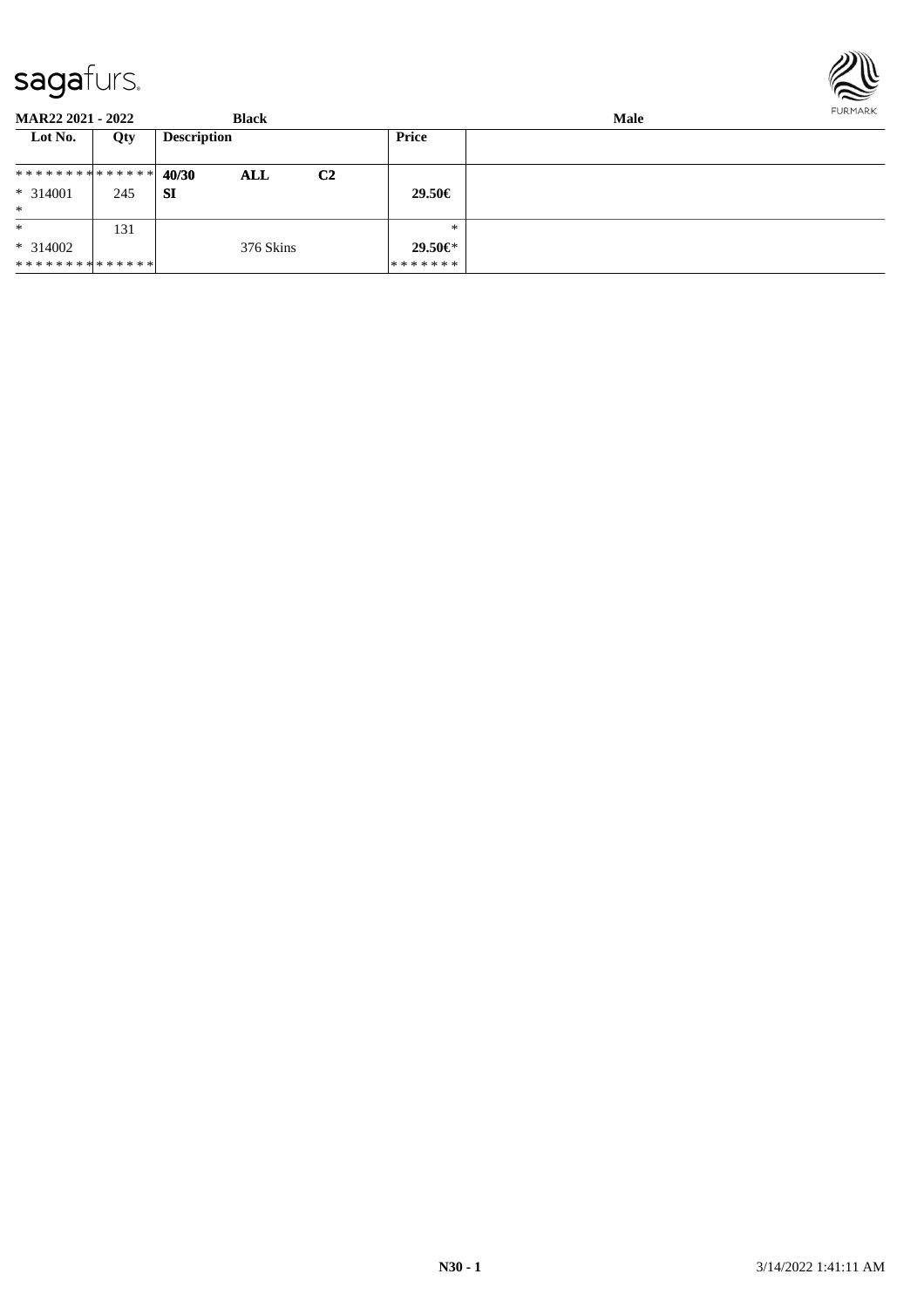**MAR22 2021 - 2022** **Black** **Male**

| Lot No. | Qty | Description | | | Price | |
|---|---|---|---|---|---|---|
| ************** | | **40/30** | **ALL** | **C2** | | |
| * 314001 | 245 | **SI** | | | **29.50€** | |
| * | | | | | | |
| * | 131 | | | | * | |
| * 314002 | | | 376 Skins | | **29.50€*** | |
| ************** | | | | | ******* | |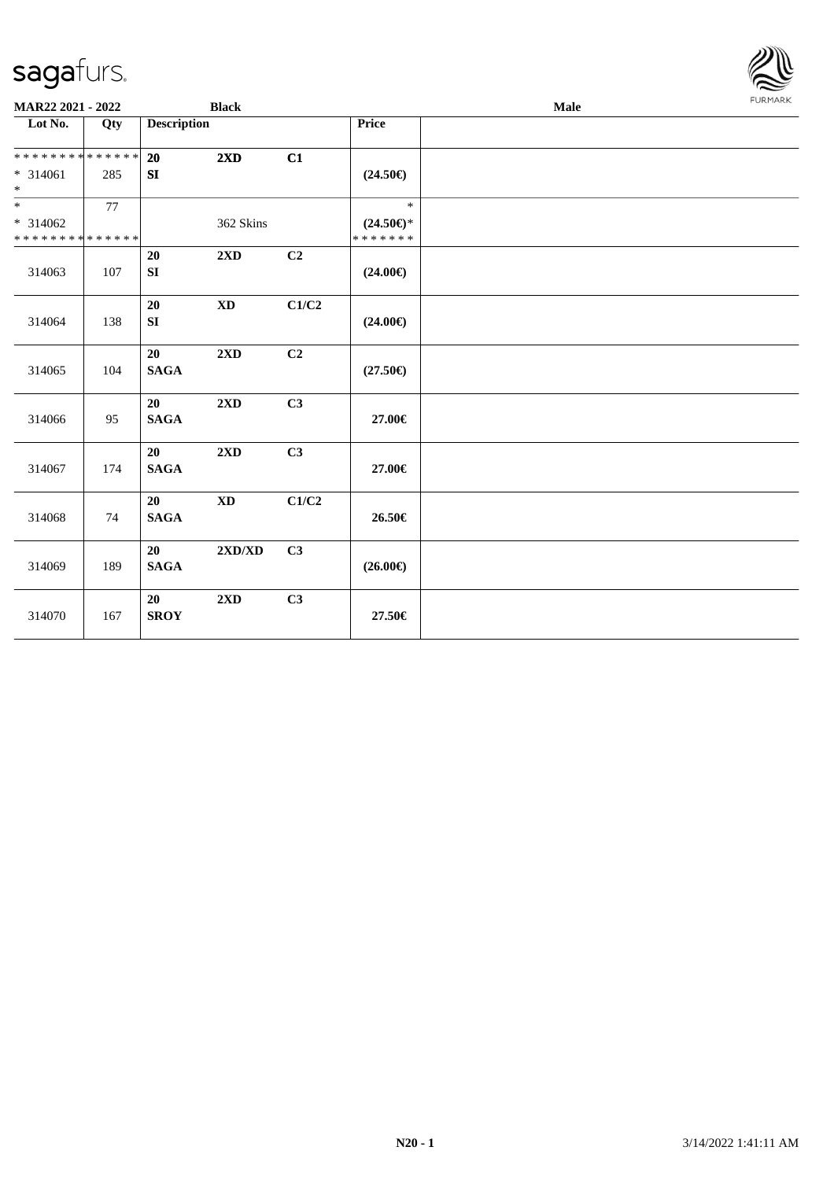**MAR22 2021 - 2022** | **Black** | **Male**

| Lot No. | Qty | Description | | | Price | |
|---|---|---|---|---|---|---|
| * * * * * * * * * * * * * * <br>* 314061<br>* | 285 | **20**<br>**SI** | **2XD** | **C1** | **(24.50€)** | |
| *<br>* 314062<br>* * * * * * * * * * * * * * | 77 | | 362 Skins | | *<br>**(24.50€)***<br>* * * * * * * | |
| 314063 | 107 | **20**<br>**SI** | **2XD** | **C2** | **(24.00€)** | |
| 314064 | 138 | **20**<br>**SI** | **XD** | **C1/C2** | **(24.00€)** | |
| 314065 | 104 | **20**<br>**SAGA** | **2XD** | **C2** | **(27.50€)** | |
| 314066 | 95 | **20**<br>**SAGA** | **2XD** | **C3** | **27.00€** | |
| 314067 | 174 | **20**<br>**SAGA** | **2XD** | **C3** | **27.00€** | |
| 314068 | 74 | **20**<br>**SAGA** | **XD** | **C1/C2** | **26.50€** | |
| 314069 | 189 | **20**<br>**SAGA** | **2XD/XD** | **C3** | **(26.00€)** | |
| 314070 | 167 | **20**<br>**SROY** | **2XD** | **C3** | **27.50€** | |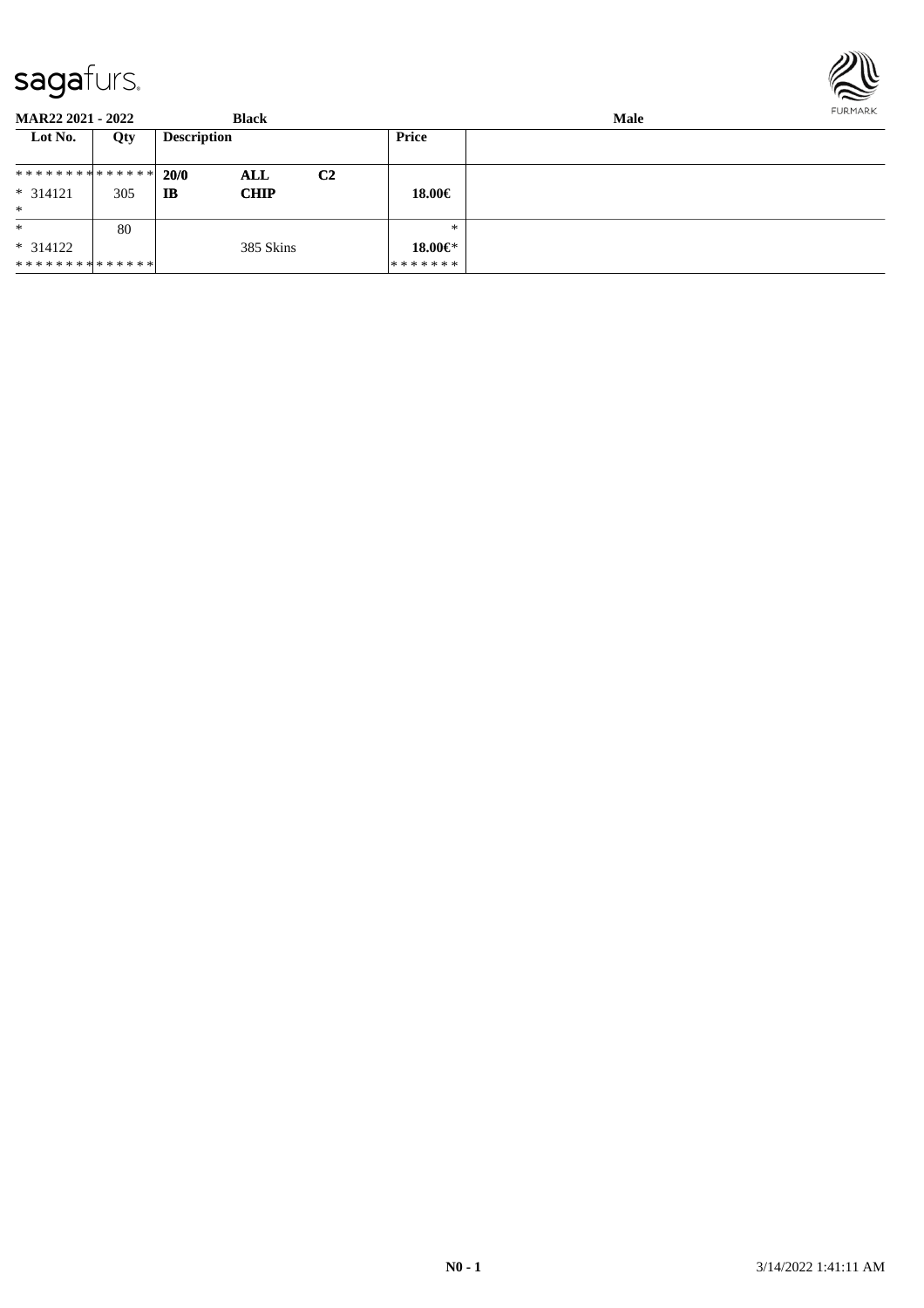sagafurs.

**MAR22 2021 - 2022** **Black** **Male**

| Lot No. | Qty | Description | | | Price | |
|---|---|---|---|---|---|---|
| ************** | | **20/0** | **ALL** | **C2** | | |
| * 314121 | 305 | **IB** | **CHIP** | | **18.00€** | |
| * | | | | | | |
| * | 80 | | | | * | |
| * 314122 | | | 385 Skins | | **18.00€*** | |
| ************** | | | | | ******* | |

**N0 - 1** 3/14/2022 1:41:11 AM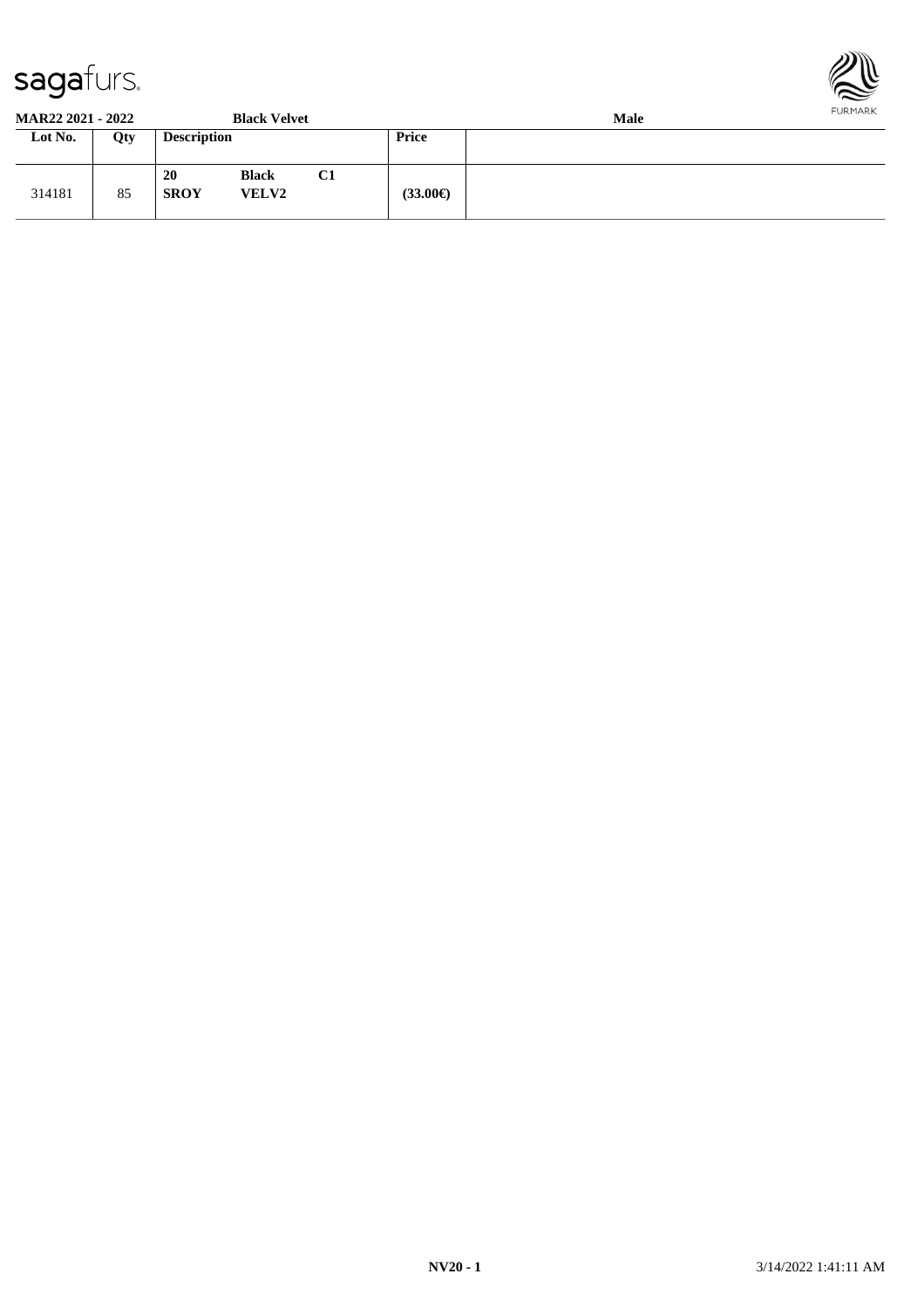**MAR22 2021 - 2022** **Black Velvet** **Male**

| Lot No. | Qty | Description | | | Price | |
|---|---|---|---|---|---|---|
| 314181 | 85 | **20** **SROY** | **Black** **VELV2** | **C1** | **(33.00€)** | |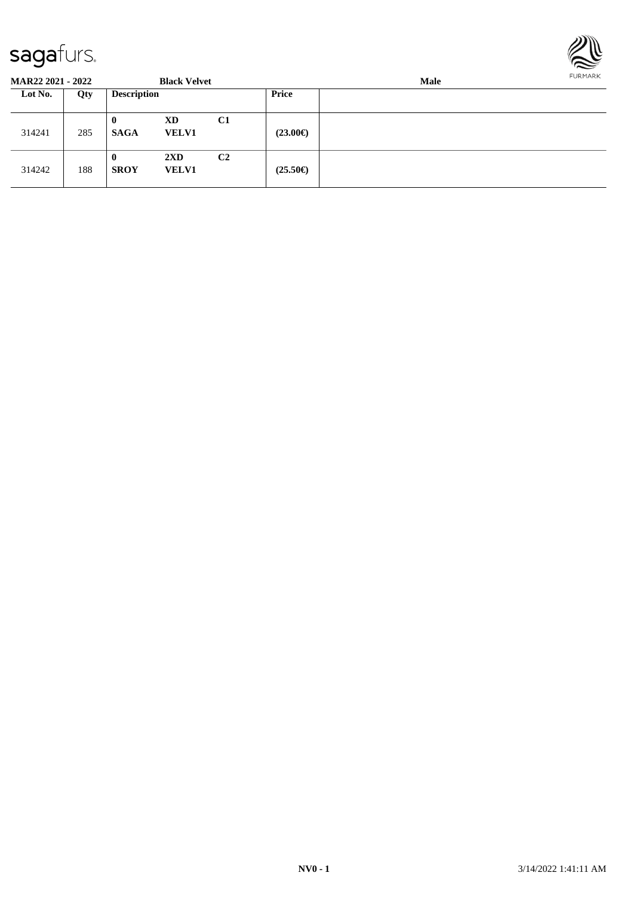**MAR22 2021 - 2022** **Black Velvet** **Male**

| Lot No. | Qty | Description | | | Price | |
|---|---|---|---|---|---|---|
| 314241 | 285 | **0**<br>**SAGA** | **XD**<br>**VELV1** | **C1** | **(23.00€)** | |
| 314242 | 188 | **0**<br>**SROY** | **2XD**<br>**VELV1** | **C2** | **(25.50€)** | |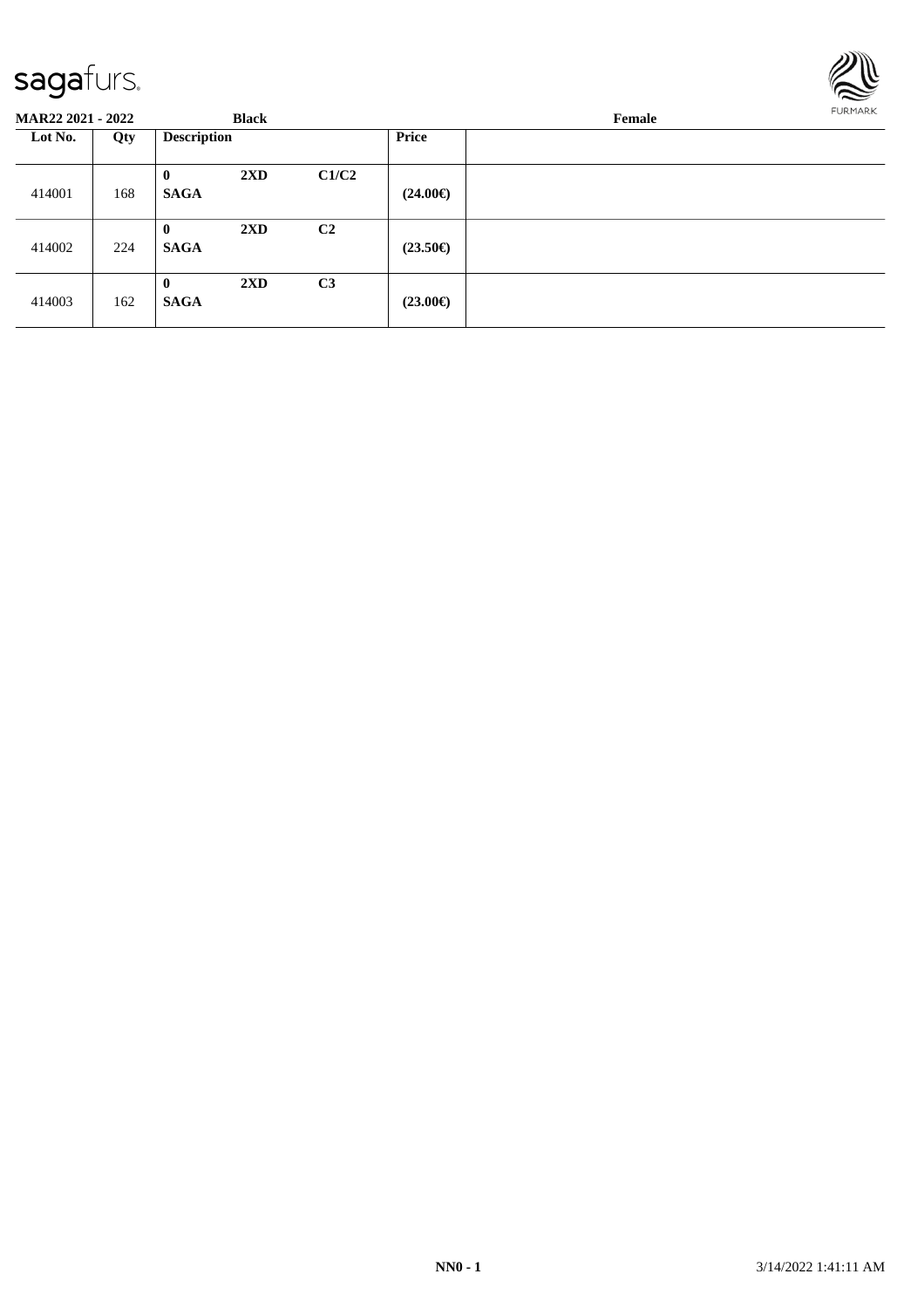**MAR22 2021 - 2022** **Black** **Female**

| Lot No. | Qty | Description | | | Price | |
|---|---|---|---|---|---|---|
| 414001 | 168 | **0** **SAGA** | **2XD** | **C1/C2** | **(24.00€)** | |
| 414002 | 224 | **0** **SAGA** | **2XD** | **C2** | **(23.50€)** | |
| 414003 | 162 | **0** **SAGA** | **2XD** | **C3** | **(23.00€)** | |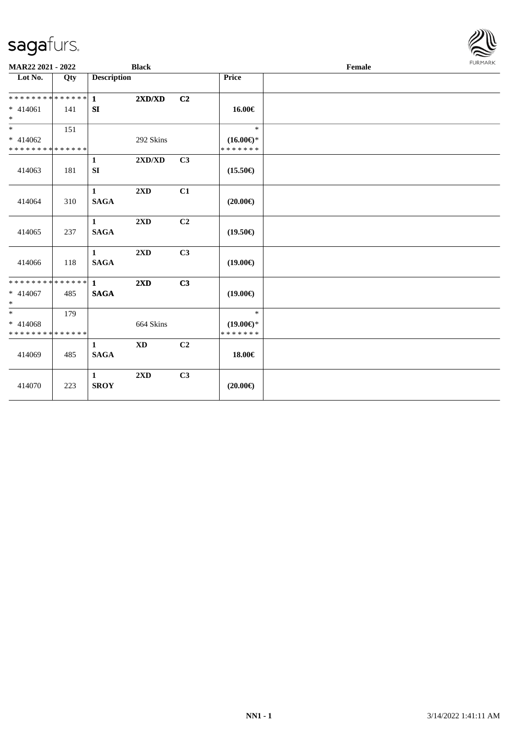**MAR22 2021 - 2022** **Black** **Female**

| Lot No. | Qty | Description | | | Price | |
|---|---|---|---|---|---|---|
| ************** | | **1** | **2XD/XD** | **C2** | | |
| * 414061 | 141 | **SI** | | | **16.00€** | |
| * | | | | | | |
| * | 151 | | | | * | |
| * 414062 | | | 292 Skins | | **(16.00€)*** | |
| ************** | | | | | ******* | |
| | | **1** | **2XD/XD** | **C3** | | |
| 414063 | 181 | **SI** | | | **(15.50€)** | |
| | | **1** | **2XD** | **C1** | | |
| 414064 | 310 | **SAGA** | | | **(20.00€)** | |
| | | **1** | **2XD** | **C2** | | |
| 414065 | 237 | **SAGA** | | | **(19.50€)** | |
| | | **1** | **2XD** | **C3** | | |
| 414066 | 118 | **SAGA** | | | **(19.00€)** | |
| ************** | | **1** | **2XD** | **C3** | | |
| * 414067 | 485 | **SAGA** | | | **(19.00€)** | |
| * | | | | | | |
| * | 179 | | | | * | |
| * 414068 | | | 664 Skins | | **(19.00€)*** | |
| ************** | | | | | ******* | |
| | | **1** | **XD** | **C2** | | |
| 414069 | 485 | **SAGA** | | | **18.00€** | |
| | | **1** | **2XD** | **C3** | | |
| 414070 | 223 | **SROY** | | | **(20.00€)** | |

NN1 - 1 3/14/2022 1:41:11 AM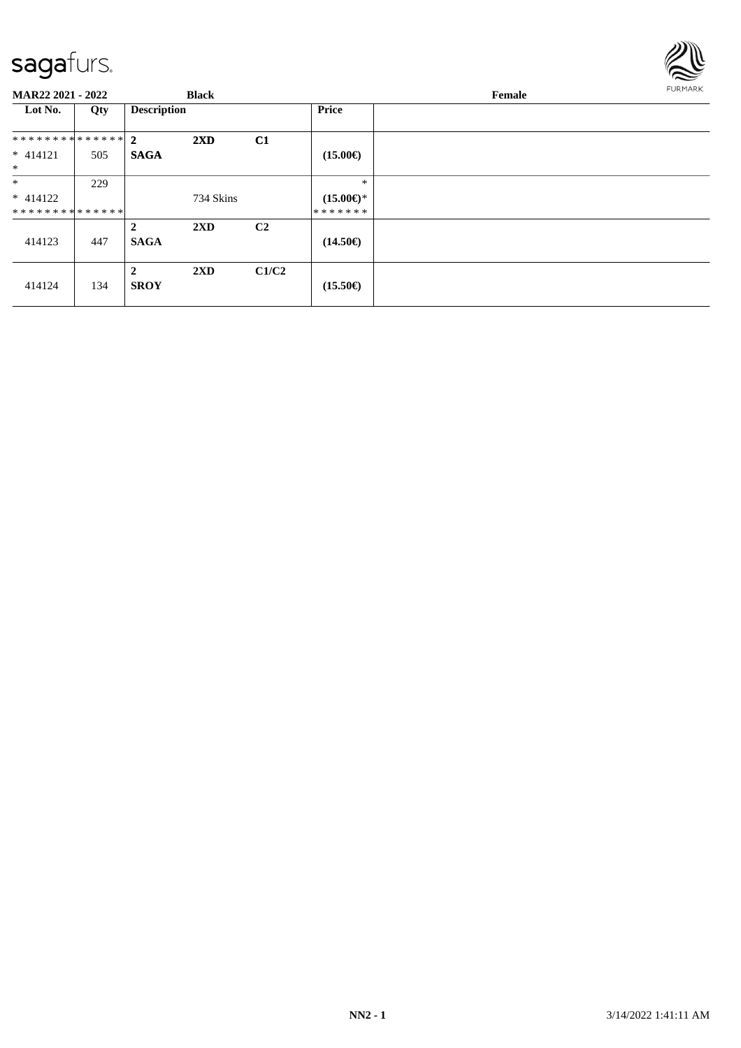**MAR22 2021 - 2022** **Black** **Female**

| Lot No. | Qty | Description | | | Price | |
|---|---|---|---|---|---|---|
| ************** | | **2** | **2XD** | **C1** | | |
| * 414121 | 505 | **SAGA** | | | **(15.00€)** | |
| * | | | | | | |
| * | 229 | | | | * | |
| * 414122 | | | 734 Skins | | **(15.00€)*** | |
| ************** | | | | | ******* | |
| | | **2** | **2XD** | **C2** | | |
| 414123 | 447 | **SAGA** | | | **(14.50€)** | |
| | | **2** | **2XD** | **C1/C2** | | |
| 414124 | 134 | **SROY** | | | **(15.50€)** | |

**NN2 - 1** 3/14/2022 1:41:11 AM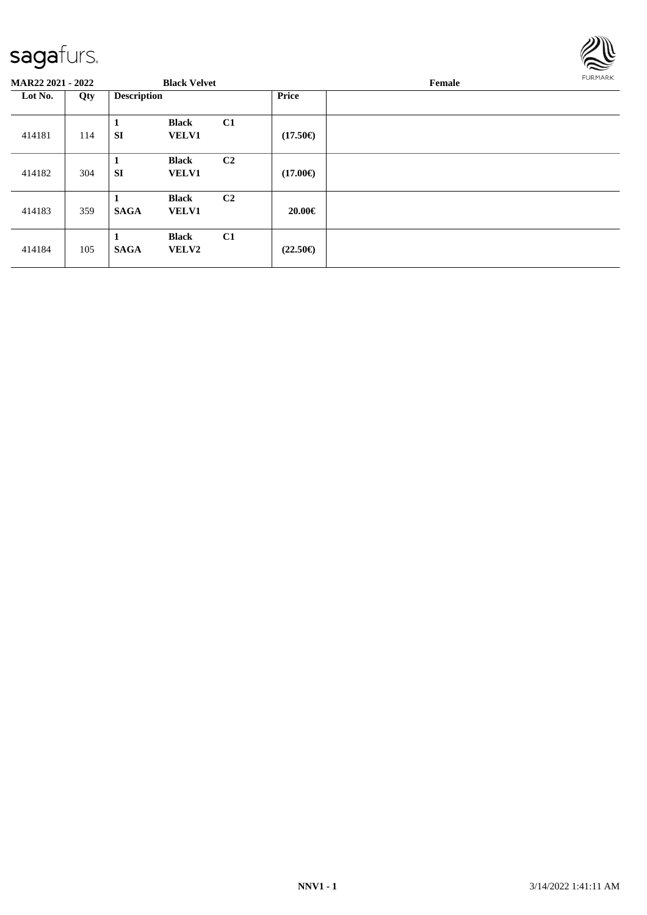**MAR22 2021 - 2022** | **Black Velvet** | **Female**

| Lot No. | Qty | Description | | | Price | |
|---|---|---|---|---|---|---|
| 414181 | 114 | 1<br>SI | Black<br>VELV1 | C1 | (17.50€) | |
| 414182 | 304 | 1<br>SI | Black<br>VELV1 | C2 | (17.00€) | |
| 414183 | 359 | 1<br>SAGA | Black<br>VELV1 | C2 | 20.00€ | |
| 414184 | 105 | 1<br>SAGA | Black<br>VELV2 | C1 | (22.50€) | |

NNV1 - 1 3/14/2022 1:41:11 AM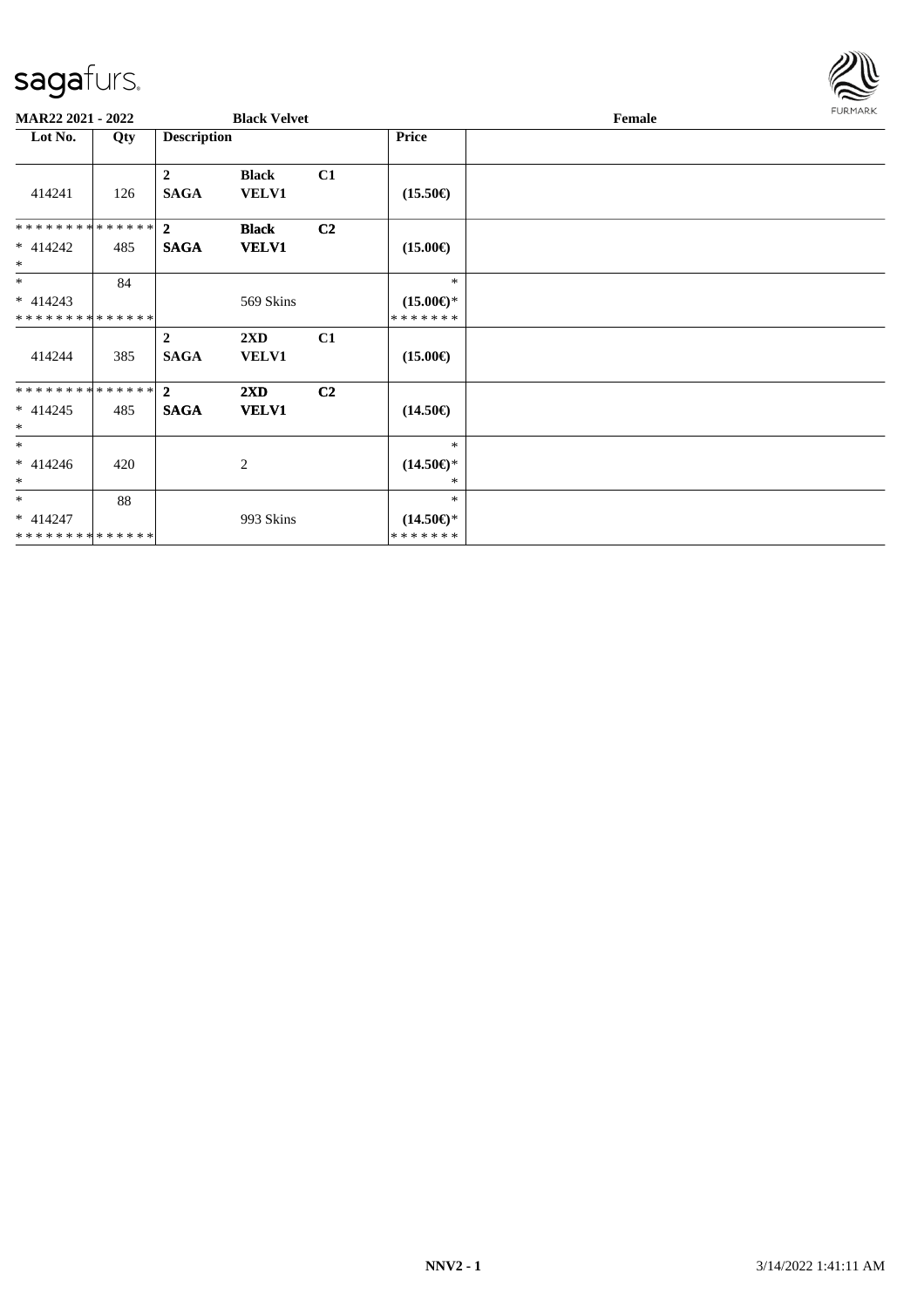**MAR22 2021 - 2022** **Black Velvet** **Female**

| Lot No. | Qty | Description | | | Price | |
|---|---|---|---|---|---|---|
| 414241 | 126 | **2 SAGA** | **Black VELV1** | **C1** | **(15.50€)** | |
| ************** * 414242 * | 485 | **2 SAGA** | **Black VELV1** | **C2** | **(15.00€)** | |
| * * 414243 ************** | 84 | | 569 Skins | | * **(15.00€)*** ******* | |
| 414244 | 385 | **2 SAGA** | **2XD VELV1** | **C1** | **(15.00€)** | |
| ************** * 414245 * | 485 | **2 SAGA** | **2XD VELV1** | **C2** | **(14.50€)** | |
| * * 414246 * | 420 | | 2 | | * **(14.50€)*** * | |
| * * 414247 ************** | 88 | | 993 Skins | | * **(14.50€)*** ******* | |